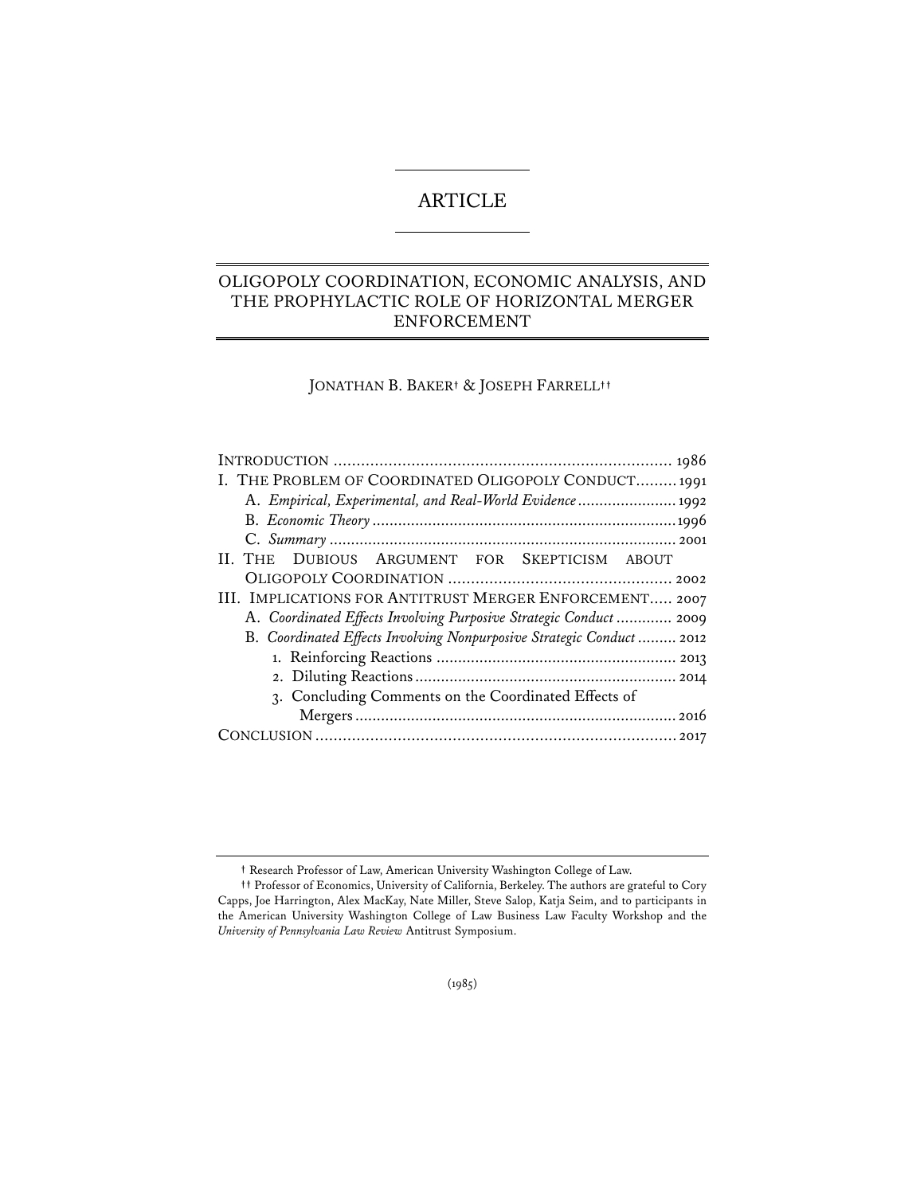ARTICLE

# OLIGOPOLY COORDINATION, ECONOMIC ANALYSIS, AND THE PROPHYLACTIC ROLE OF HORIZONTAL MERGER ENFORCEMENT

JONATHAN B. BAKER† & JOSEPH FARRELL††

INTRODUCTION .......................................................................... 1986
I. THE PROBLEM OF COORDINATED OLIGOPOLY CONDUCT......... 1991
  A. *Empirical, Experimental, and Real-World Evidence* ....................... 1992
  B. *Economic Theory* ....................................................................... 1996
  C. *Summary* ................................................................................. 2001
II. THE DUBIOUS ARGUMENT FOR SKEPTICISM ABOUT OLIGOPOLY COORDINATION ................................................. 2002
III. IMPLICATIONS FOR ANTITRUST MERGER ENFORCEMENT..... 2007
  A. *Coordinated Effects Involving Purposive Strategic Conduct* ............. 2009
  B. *Coordinated Effects Involving Nonpurposive Strategic Conduct* ......... 2012
    1. Reinforcing Reactions ....................................................... 2013
    2. Diluting Reactions ............................................................ 2014
    3. Concluding Comments on the Coordinated Effects of Mergers .......................................................................... 2016
CONCLUSION ............................................................................... 2017

† Research Professor of Law, American University Washington College of Law.

†† Professor of Economics, University of California, Berkeley. The authors are grateful to Cory Capps, Joe Harrington, Alex MacKay, Nate Miller, Steve Salop, Katja Seim, and to participants in the American University Washington College of Law Business Law Faculty Workshop and the *University of Pennsylvania Law Review* Antitrust Symposium.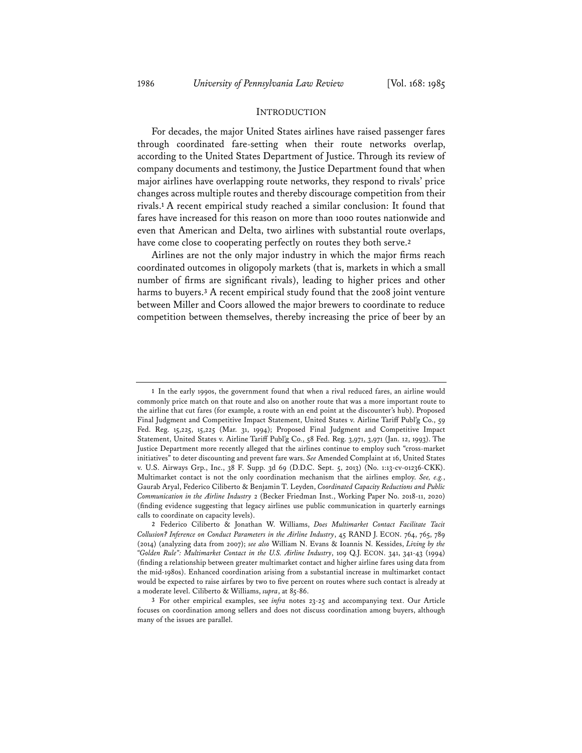## INTRODUCTION

For decades, the major United States airlines have raised passenger fares through coordinated fare-setting when their route networks overlap, according to the United States Department of Justice. Through its review of company documents and testimony, the Justice Department found that when major airlines have overlapping route networks, they respond to rivals' price changes across multiple routes and thereby discourage competition from their rivals.[1] A recent empirical study reached a similar conclusion: It found that fares have increased for this reason on more than 1000 routes nationwide and even that American and Delta, two airlines with substantial route overlaps, have come close to cooperating perfectly on routes they both serve.[2]

Airlines are not the only major industry in which the major firms reach coordinated outcomes in oligopoly markets (that is, markets in which a small number of firms are significant rivals), leading to higher prices and other harms to buyers.[3] A recent empirical study found that the 2008 joint venture between Miller and Coors allowed the major brewers to coordinate to reduce competition between themselves, thereby increasing the price of beer by an

---

1 In the early 1990s, the government found that when a rival reduced fares, an airline would commonly price match on that route and also on another route that was a more important route to the airline that cut fares (for example, a route with an end point at the discounter's hub). Proposed Final Judgment and Competitive Impact Statement, United States v. Airline Tariff Publ'g Co., 59 Fed. Reg. 15,225, 15,225 (Mar. 31, 1994); Proposed Final Judgment and Competitive Impact Statement, United States v. Airline Tariff Publ'g Co., 58 Fed. Reg. 3,971, 3,971 (Jan. 12, 1993). The Justice Department more recently alleged that the airlines continue to employ such "cross-market initiatives" to deter discounting and prevent fare wars. *See* Amended Complaint at 16, United States v. U.S. Airways Grp., Inc., 38 F. Supp. 3d 69 (D.D.C. Sept. 5, 2013) (No. 1:13-cv-01236-CKK). Multimarket contact is not the only coordination mechanism that the airlines employ. *See, e.g.*, Gaurab Aryal, Federico Ciliberto & Benjamin T. Leyden, *Coordinated Capacity Reductions and Public Communication in the Airline Industry* 2 (Becker Friedman Inst., Working Paper No. 2018-11, 2020) (finding evidence suggesting that legacy airlines use public communication in quarterly earnings calls to coordinate on capacity levels).

2 Federico Ciliberto & Jonathan W. Williams, *Does Multimarket Contact Facilitate Tacit Collusion? Inference on Conduct Parameters in the Airline Industry*, 45 RAND J. ECON. 764, 765, 789 (2014) (analyzing data from 2007); *see also* William N. Evans & Ioannis N. Kessides, *Living by the "Golden Rule": Multimarket Contact in the U.S. Airline Industry*, 109 Q.J. ECON. 341, 341-43 (1994) (finding a relationship between greater multimarket contact and higher airline fares using data from the mid-1980s). Enhanced coordination arising from a substantial increase in multimarket contact would be expected to raise airfares by two to five percent on routes where such contact is already at a moderate level. Ciliberto & Williams, *supra*, at 85-86.

3 For other empirical examples, see *infra* notes 23-25 and accompanying text. Our Article focuses on coordination among sellers and does not discuss coordination among buyers, although many of the issues are parallel.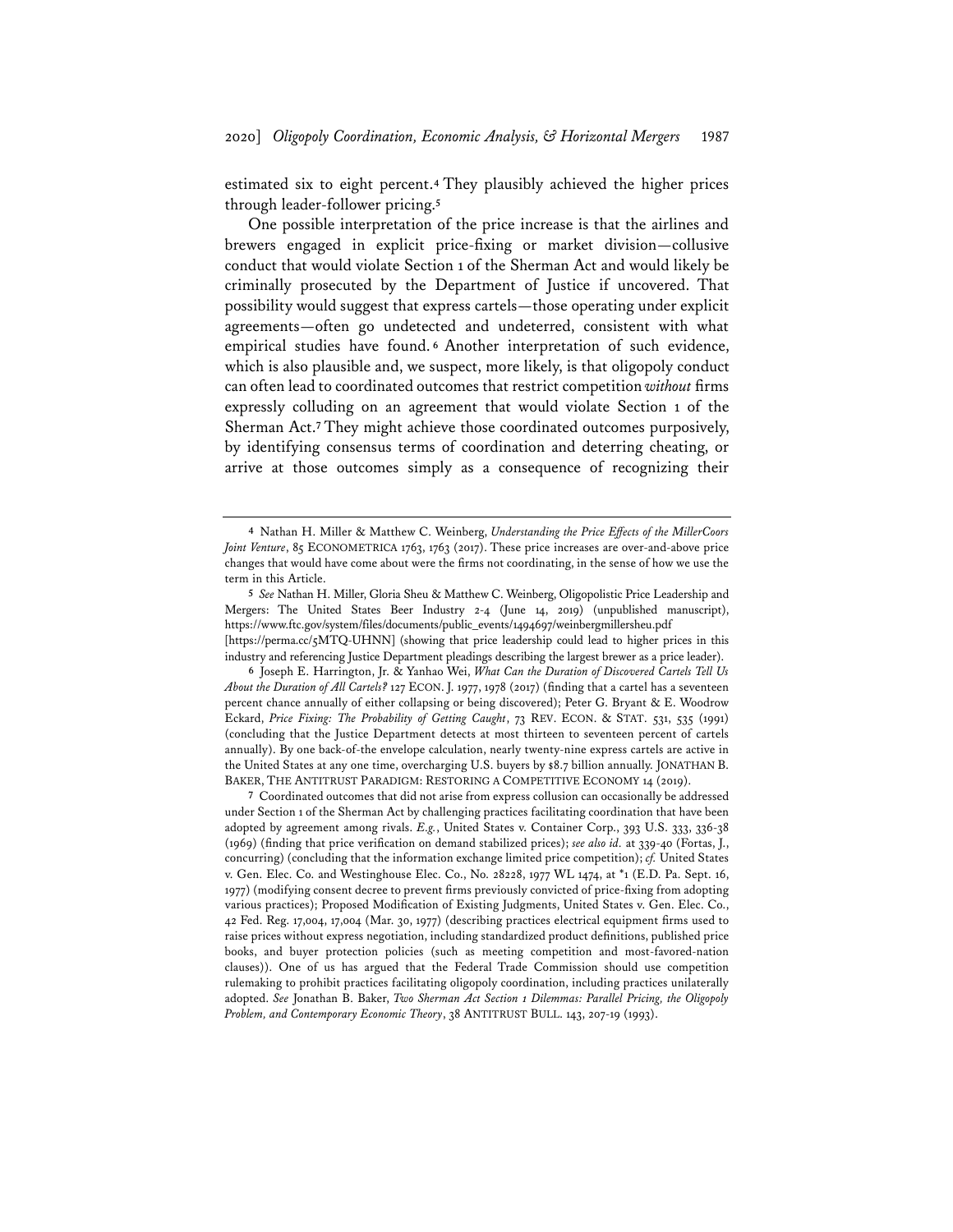estimated six to eight percent.[4] They plausibly achieved the higher prices through leader-follower pricing.[5]

One possible interpretation of the price increase is that the airlines and brewers engaged in explicit price-fixing or market division—collusive conduct that would violate Section 1 of the Sherman Act and would likely be criminally prosecuted by the Department of Justice if uncovered. That possibility would suggest that express cartels—those operating under explicit agreements—often go undetected and undeterred, consistent with what empirical studies have found.[6] Another interpretation of such evidence, which is also plausible and, we suspect, more likely, is that oligopoly conduct can often lead to coordinated outcomes that restrict competition *without* firms expressly colluding on an agreement that would violate Section 1 of the Sherman Act.[7] They might achieve those coordinated outcomes purposively, by identifying consensus terms of coordination and deterring cheating, or arrive at those outcomes simply as a consequence of recognizing their

---

[4] Nathan H. Miller & Matthew C. Weinberg, *Understanding the Price Effects of the MillerCoors Joint Venture*, 85 ECONOMETRICA 1763, 1763 (2017). These price increases are over-and-above price changes that would have come about were the firms not coordinating, in the sense of how we use the term in this Article.

[5] *See* Nathan H. Miller, Gloria Sheu & Matthew C. Weinberg, Oligopolistic Price Leadership and Mergers: The United States Beer Industry 2-4 (June 14, 2019) (unpublished manuscript), https://www.ftc.gov/system/files/documents/public_events/1494697/weinbergmillersheu.pdf [https://perma.cc/5MTQ-UHNN] (showing that price leadership could lead to higher prices in this industry and referencing Justice Department pleadings describing the largest brewer as a price leader).

[6] Joseph E. Harrington, Jr. & Yanhao Wei, *What Can the Duration of Discovered Cartels Tell Us About the Duration of All Cartels?* 127 ECON. J. 1977, 1978 (2017) (finding that a cartel has a seventeen percent chance annually of either collapsing or being discovered); Peter G. Bryant & E. Woodrow Eckard, *Price Fixing: The Probability of Getting Caught*, 73 REV. ECON. & STAT. 531, 535 (1991) (concluding that the Justice Department detects at most thirteen to seventeen percent of cartels annually). By one back-of-the envelope calculation, nearly twenty-nine express cartels are active in the United States at any one time, overcharging U.S. buyers by $8.7 billion annually. JONATHAN B. BAKER, THE ANTITRUST PARADIGM: RESTORING A COMPETITIVE ECONOMY 14 (2019).

[7] Coordinated outcomes that did not arise from express collusion can occasionally be addressed under Section 1 of the Sherman Act by challenging practices facilitating coordination that have been adopted by agreement among rivals. *E.g.*, United States v. Container Corp., 393 U.S. 333, 336-38 (1969) (finding that price verification on demand stabilized prices); *see also id.* at 339-40 (Fortas, J., concurring) (concluding that the information exchange limited price competition); *cf.* United States v. Gen. Elec. Co. and Westinghouse Elec. Co., No. 28228, 1977 WL 1474, at *1 (E.D. Pa. Sept. 16, 1977) (modifying consent decree to prevent firms previously convicted of price-fixing from adopting various practices); Proposed Modification of Existing Judgments, United States v. Gen. Elec. Co., 42 Fed. Reg. 17,004, 17,004 (Mar. 30, 1977) (describing practices electrical equipment firms used to raise prices without express negotiation, including standardized product definitions, published price books, and buyer protection policies (such as meeting competition and most-favored-nation clauses)). One of us has argued that the Federal Trade Commission should use competition rulemaking to prohibit practices facilitating oligopoly coordination, including practices unilaterally adopted. *See* Jonathan B. Baker, *Two Sherman Act Section 1 Dilemmas: Parallel Pricing, the Oligopoly Problem, and Contemporary Economic Theory*, 38 ANTITRUST BULL. 143, 207-19 (1993).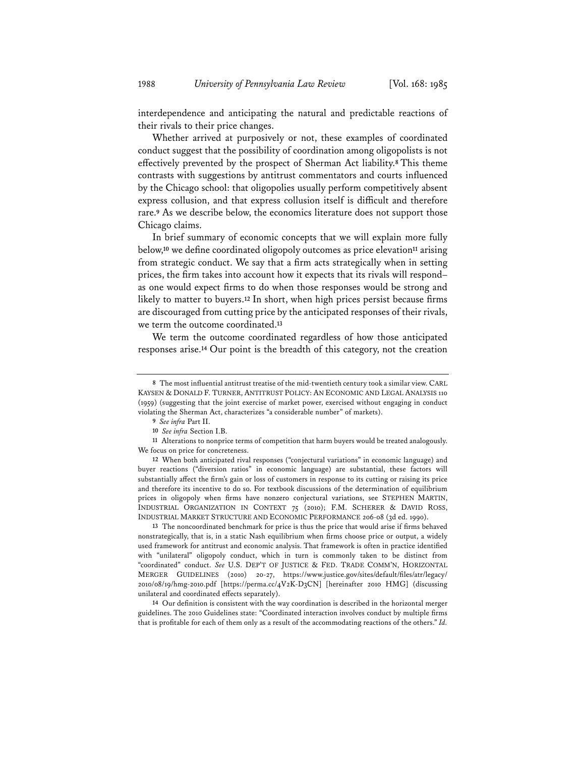interdependence and anticipating the natural and predictable reactions of their rivals to their price changes.

Whether arrived at purposively or not, these examples of coordinated conduct suggest that the possibility of coordination among oligopolists is not effectively prevented by the prospect of Sherman Act liability.[8] This theme contrasts with suggestions by antitrust commentators and courts influenced by the Chicago school: that oligopolies usually perform competitively absent express collusion, and that express collusion itself is difficult and therefore rare.[9] As we describe below, the economics literature does not support those Chicago claims.

In brief summary of economic concepts that we will explain more fully below,[10] we define coordinated oligopoly outcomes as price elevation[11] arising from strategic conduct. We say that a firm acts strategically when in setting prices, the firm takes into account how it expects that its rivals will respond–as one would expect firms to do when those responses would be strong and likely to matter to buyers.[12] In short, when high prices persist because firms are discouraged from cutting price by the anticipated responses of their rivals, we term the outcome coordinated.[13]

We term the outcome coordinated regardless of how those anticipated responses arise.[14] Our point is the breadth of this category, not the creation

---

8 The most influential antitrust treatise of the mid-twentieth century took a similar view. CARL KAYSEN & DONALD F. TURNER, ANTITRUST POLICY: AN ECONOMIC AND LEGAL ANALYSIS 110 (1959) (suggesting that the joint exercise of market power, exercised without engaging in conduct violating the Sherman Act, characterizes "a considerable number" of markets).

9 *See infra* Part II.

10 *See infra* Section I.B.

11 Alterations to nonprice terms of competition that harm buyers would be treated analogously. We focus on price for concreteness.

12 When both anticipated rival responses ("conjectural variations" in economic language) and buyer reactions ("diversion ratios" in economic language) are substantial, these factors will substantially affect the firm's gain or loss of customers in response to its cutting or raising its price and therefore its incentive to do so. For textbook discussions of the determination of equilibrium prices in oligopoly when firms have nonzero conjectural variations, see STEPHEN MARTIN, INDUSTRIAL ORGANIZATION IN CONTEXT 75 (2010); F.M. SCHERER & DAVID ROSS, INDUSTRIAL MARKET STRUCTURE AND ECONOMIC PERFORMANCE 206-08 (3d ed. 1990).

13 The noncoordinated benchmark for price is thus the price that would arise if firms behaved nonstrategically, that is, in a static Nash equilibrium when firms choose price or output, a widely used framework for antitrust and economic analysis. That framework is often in practice identified with "unilateral" oligopoly conduct, which in turn is commonly taken to be distinct from "coordinated" conduct. *See* U.S. DEP'T OF JUSTICE & FED. TRADE COMM'N, HORIZONTAL MERGER GUIDELINES (2010) 20-27, https://www.justice.gov/sites/default/files/atr/legacy/2010/08/19/hmg-2010.pdf [https://perma.cc/4V2K-D3CN] [hereinafter 2010 HMG] (discussing unilateral and coordinated effects separately).

14 Our definition is consistent with the way coordination is described in the horizontal merger guidelines. The 2010 Guidelines state: "Coordinated interaction involves conduct by multiple firms that is profitable for each of them only as a result of the accommodating reactions of the others." *Id.*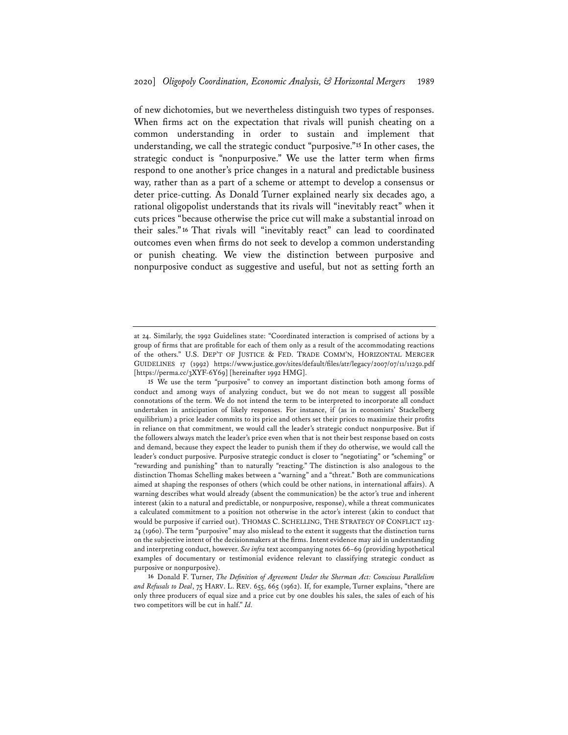of new dichotomies, but we nevertheless distinguish two types of responses. When firms act on the expectation that rivals will punish cheating on a common understanding in order to sustain and implement that understanding, we call the strategic conduct "purposive."[15] In other cases, the strategic conduct is "nonpurposive." We use the latter term when firms respond to one another's price changes in a natural and predictable business way, rather than as a part of a scheme or attempt to develop a consensus or deter price-cutting. As Donald Turner explained nearly six decades ago, a rational oligopolist understands that its rivals will "inevitably react" when it cuts prices "because otherwise the price cut will make a substantial inroad on their sales."[16] That rivals will "inevitably react" can lead to coordinated outcomes even when firms do not seek to develop a common understanding or punish cheating. We view the distinction between purposive and nonpurposive conduct as suggestive and useful, but not as setting forth an

---

at 24. Similarly, the 1992 Guidelines state: "Coordinated interaction is comprised of actions by a group of firms that are profitable for each of them only as a result of the accommodating reactions of the others." U.S. DEP'T OF JUSTICE & FED. TRADE COMM'N, HORIZONTAL MERGER GUIDELINES 17 (1992) https://www.justice.gov/sites/default/files/atr/legacy/2007/07/11/11250.pdf [https://perma.cc/3XYF-6Y69] [hereinafter 1992 HMG].

15 We use the term "purposive" to convey an important distinction both among forms of conduct and among ways of analyzing conduct, but we do not mean to suggest all possible connotations of the term. We do not intend the term to be interpreted to incorporate all conduct undertaken in anticipation of likely responses. For instance, if (as in economists' Stackelberg equilibrium) a price leader commits to its price and others set their prices to maximize their profits in reliance on that commitment, we would call the leader's strategic conduct nonpurposive. But if the followers always match the leader's price even when that is not their best response based on costs and demand, because they expect the leader to punish them if they do otherwise, we would call the leader's conduct purposive. Purposive strategic conduct is closer to "negotiating" or "scheming" or "rewarding and punishing" than to naturally "reacting." The distinction is also analogous to the distinction Thomas Schelling makes between a "warning" and a "threat." Both are communications aimed at shaping the responses of others (which could be other nations, in international affairs). A warning describes what would already (absent the communication) be the actor's true and inherent interest (akin to a natural and predictable, or nonpurposive, response), while a threat communicates a calculated commitment to a position not otherwise in the actor's interest (akin to conduct that would be purposive if carried out). THOMAS C. SCHELLING, THE STRATEGY OF CONFLICT 123-24 (1960). The term "purposive" may also mislead to the extent it suggests that the distinction turns on the subjective intent of the decisionmakers at the firms. Intent evidence may aid in understanding and interpreting conduct, however. *See infra* text accompanying notes 66–69 (providing hypothetical examples of documentary or testimonial evidence relevant to classifying strategic conduct as purposive or nonpurposive).

16 Donald F. Turner, *The Definition of Agreement Under the Sherman Act: Conscious Parallelism and Refusals to Deal*, 75 HARV. L. REV. 655, 665 (1962). If, for example, Turner explains, "there are only three producers of equal size and a price cut by one doubles his sales, the sales of each of his two competitors will be cut in half." *Id.*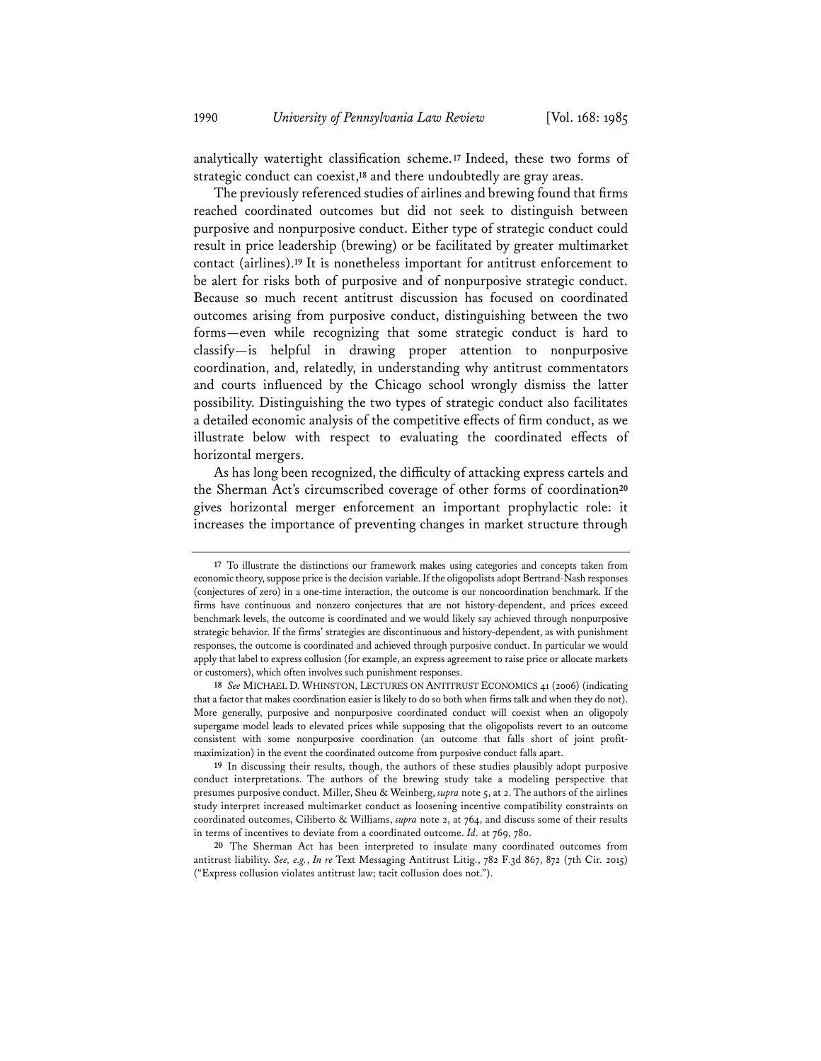analytically watertight classification scheme.[17] Indeed, these two forms of strategic conduct can coexist,[18] and there undoubtedly are gray areas.

The previously referenced studies of airlines and brewing found that firms reached coordinated outcomes but did not seek to distinguish between purposive and nonpurposive conduct. Either type of strategic conduct could result in price leadership (brewing) or be facilitated by greater multimarket contact (airlines).[19] It is nonetheless important for antitrust enforcement to be alert for risks both of purposive and of nonpurposive strategic conduct. Because so much recent antitrust discussion has focused on coordinated outcomes arising from purposive conduct, distinguishing between the two forms—even while recognizing that some strategic conduct is hard to classify—is helpful in drawing proper attention to nonpurposive coordination, and, relatedly, in understanding why antitrust commentators and courts influenced by the Chicago school wrongly dismiss the latter possibility. Distinguishing the two types of strategic conduct also facilitates a detailed economic analysis of the competitive effects of firm conduct, as we illustrate below with respect to evaluating the coordinated effects of horizontal mergers.

As has long been recognized, the difficulty of attacking express cartels and the Sherman Act's circumscribed coverage of other forms of coordination[20] gives horizontal merger enforcement an important prophylactic role: it increases the importance of preventing changes in market structure through

---

[17] To illustrate the distinctions our framework makes using categories and concepts taken from economic theory, suppose price is the decision variable. If the oligopolists adopt Bertrand-Nash responses (conjectures of zero) in a one-time interaction, the outcome is our noncoordination benchmark. If the firms have continuous and nonzero conjectures that are not history-dependent, and prices exceed benchmark levels, the outcome is coordinated and we would likely say achieved through nonpurposive strategic behavior. If the firms' strategies are discontinuous and history-dependent, as with punishment responses, the outcome is coordinated and achieved through purposive conduct. In particular we would apply that label to express collusion (for example, an express agreement to raise price or allocate markets or customers), which often involves such punishment responses.

[18] *See* MICHAEL D. WHINSTON, LECTURES ON ANTITRUST ECONOMICS 41 (2006) (indicating that a factor that makes coordination easier is likely to do so both when firms talk and when they do not). More generally, purposive and nonpurposive coordinated conduct will coexist when an oligopoly supergame model leads to elevated prices while supposing that the oligopolists revert to an outcome consistent with some nonpurposive coordination (an outcome that falls short of joint profit-maximization) in the event the coordinated outcome from purposive conduct falls apart.

[19] In discussing their results, though, the authors of these studies plausibly adopt purposive conduct interpretations. The authors of the brewing study take a modeling perspective that presumes purposive conduct. Miller, Sheu & Weinberg, *supra* note 5, at 2. The authors of the airlines study interpret increased multimarket conduct as loosening incentive compatibility constraints on coordinated outcomes, Ciliberto & Williams, *supra* note 2, at 764, and discuss some of their results in terms of incentives to deviate from a coordinated outcome. *Id.* at 769, 780.

[20] The Sherman Act has been interpreted to insulate many coordinated outcomes from antitrust liability. *See, e.g.*, *In re* Text Messaging Antitrust Litig., 782 F.3d 867, 872 (7th Cir. 2015) ("Express collusion violates antitrust law; tacit collusion does not.").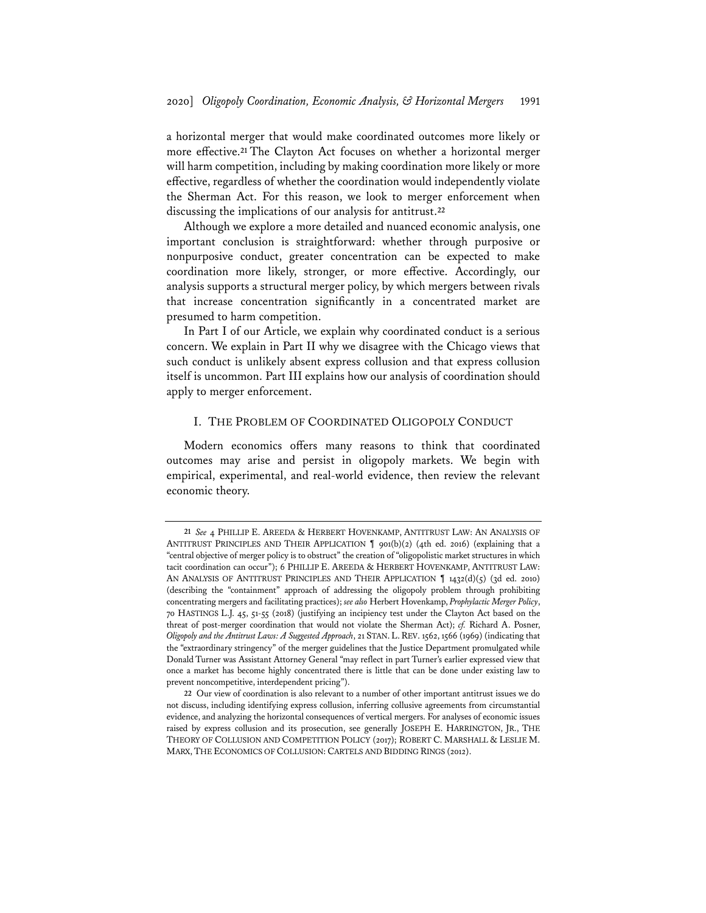a horizontal merger that would make coordinated outcomes more likely or more effective.[21] The Clayton Act focuses on whether a horizontal merger will harm competition, including by making coordination more likely or more effective, regardless of whether the coordination would independently violate the Sherman Act. For this reason, we look to merger enforcement when discussing the implications of our analysis for antitrust.[22]

Although we explore a more detailed and nuanced economic analysis, one important conclusion is straightforward: whether through purposive or nonpurposive conduct, greater concentration can be expected to make coordination more likely, stronger, or more effective. Accordingly, our analysis supports a structural merger policy, by which mergers between rivals that increase concentration significantly in a concentrated market are presumed to harm competition.

In Part I of our Article, we explain why coordinated conduct is a serious concern. We explain in Part II why we disagree with the Chicago views that such conduct is unlikely absent express collusion and that express collusion itself is uncommon. Part III explains how our analysis of coordination should apply to merger enforcement.

## I. THE PROBLEM OF COORDINATED OLIGOPOLY CONDUCT

Modern economics offers many reasons to think that coordinated outcomes may arise and persist in oligopoly markets. We begin with empirical, experimental, and real-world evidence, then review the relevant economic theory.

---

[21] *See* 4 PHILLIP E. AREEDA & HERBERT HOVENKAMP, ANTITRUST LAW: AN ANALYSIS OF ANTITRUST PRINCIPLES AND THEIR APPLICATION ¶ 901(b)(2) (4th ed. 2016) (explaining that a "central objective of merger policy is to obstruct" the creation of "oligopolistic market structures in which tacit coordination can occur"); 6 PHILLIP E. AREEDA & HERBERT HOVENKAMP, ANTITRUST LAW: AN ANALYSIS OF ANTITRUST PRINCIPLES AND THEIR APPLICATION ¶ 1432(d)(5) (3d ed. 2010) (describing the "containment" approach of addressing the oligopoly problem through prohibiting concentrating mergers and facilitating practices); *see also* Herbert Hovenkamp, *Prophylactic Merger Policy*, 70 HASTINGS L.J. 45, 51-55 (2018) (justifying an incipiency test under the Clayton Act based on the threat of post-merger coordination that would not violate the Sherman Act); *cf.* Richard A. Posner, *Oligopoly and the Antitrust Laws: A Suggested Approach*, 21 STAN. L. REV. 1562, 1566 (1969) (indicating that the "extraordinary stringency" of the merger guidelines that the Justice Department promulgated while Donald Turner was Assistant Attorney General "may reflect in part Turner's earlier expressed view that once a market has become highly concentrated there is little that can be done under existing law to prevent noncompetitive, interdependent pricing").

[22] Our view of coordination is also relevant to a number of other important antitrust issues we do not discuss, including identifying express collusion, inferring collusive agreements from circumstantial evidence, and analyzing the horizontal consequences of vertical mergers. For analyses of economic issues raised by express collusion and its prosecution, see generally JOSEPH E. HARRINGTON, JR., THE THEORY OF COLLUSION AND COMPETITION POLICY (2017); ROBERT C. MARSHALL & LESLIE M. MARX, THE ECONOMICS OF COLLUSION: CARTELS AND BIDDING RINGS (2012).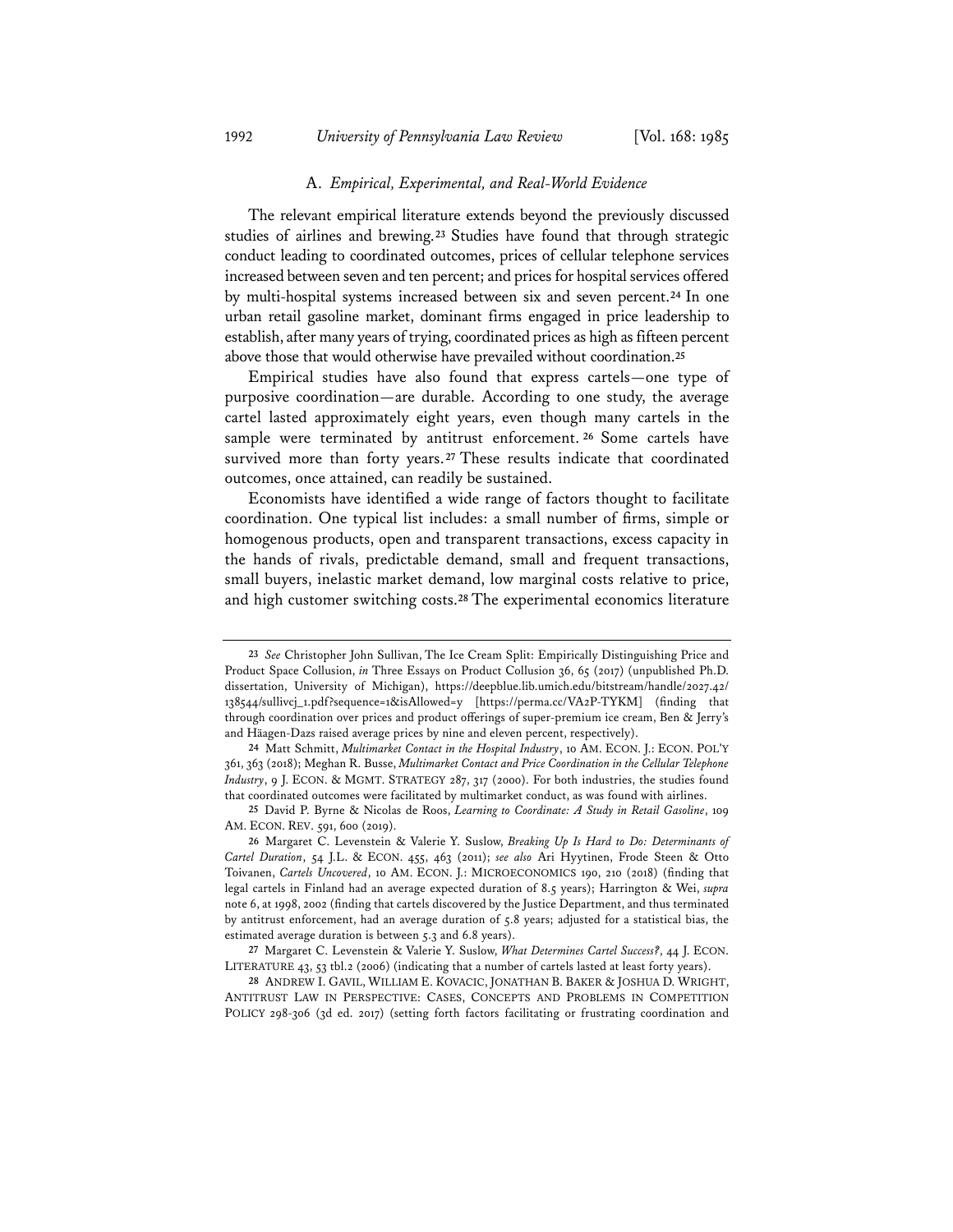### A. *Empirical, Experimental, and Real-World Evidence*

The relevant empirical literature extends beyond the previously discussed studies of airlines and brewing.[23] Studies have found that through strategic conduct leading to coordinated outcomes, prices of cellular telephone services increased between seven and ten percent; and prices for hospital services offered by multi-hospital systems increased between six and seven percent.[24] In one urban retail gasoline market, dominant firms engaged in price leadership to establish, after many years of trying, coordinated prices as high as fifteen percent above those that would otherwise have prevailed without coordination.[25]

Empirical studies have also found that express cartels—one type of purposive coordination—are durable. According to one study, the average cartel lasted approximately eight years, even though many cartels in the sample were terminated by antitrust enforcement.[26] Some cartels have survived more than forty years.[27] These results indicate that coordinated outcomes, once attained, can readily be sustained.

Economists have identified a wide range of factors thought to facilitate coordination. One typical list includes: a small number of firms, simple or homogenous products, open and transparent transactions, excess capacity in the hands of rivals, predictable demand, small and frequent transactions, small buyers, inelastic market demand, low marginal costs relative to price, and high customer switching costs.[28] The experimental economics literature

---

[23] *See* Christopher John Sullivan, The Ice Cream Split: Empirically Distinguishing Price and Product Space Collusion, *in* Three Essays on Product Collusion 36, 65 (2017) (unpublished Ph.D. dissertation, University of Michigan), https://deepblue.lib.umich.edu/bitstream/handle/2027.42/138544/sullivcj_1.pdf?sequence=1&isAllowed=y [https://perma.cc/VA2P-TYKM] (finding that through coordination over prices and product offerings of super-premium ice cream, Ben & Jerry's and Häagen-Dazs raised average prices by nine and eleven percent, respectively).

[24] Matt Schmitt, *Multimarket Contact in the Hospital Industry*, 10 AM. ECON. J.: ECON. POL'Y 361, 363 (2018); Meghan R. Busse, *Multimarket Contact and Price Coordination in the Cellular Telephone Industry*, 9 J. ECON. & MGMT. STRATEGY 287, 317 (2000). For both industries, the studies found that coordinated outcomes were facilitated by multimarket conduct, as was found with airlines.

[25] David P. Byrne & Nicolas de Roos, *Learning to Coordinate: A Study in Retail Gasoline*, 109 AM. ECON. REV. 591, 600 (2019).

[26] Margaret C. Levenstein & Valerie Y. Suslow, *Breaking Up Is Hard to Do: Determinants of Cartel Duration*, 54 J.L. & ECON. 455, 463 (2011); *see also* Ari Hyytinen, Frode Steen & Otto Toivanen, *Cartels Uncovered*, 10 AM. ECON. J.: MICROECONOMICS 190, 210 (2018) (finding that legal cartels in Finland had an average expected duration of 8.5 years); Harrington & Wei, *supra* note 6, at 1998, 2002 (finding that cartels discovered by the Justice Department, and thus terminated by antitrust enforcement, had an average duration of 5.8 years; adjusted for a statistical bias, the estimated average duration is between 5.3 and 6.8 years).

[27] Margaret C. Levenstein & Valerie Y. Suslow, *What Determines Cartel Success?*, 44 J. ECON. LITERATURE 43, 53 tbl.2 (2006) (indicating that a number of cartels lasted at least forty years).

[28] ANDREW I. GAVIL, WILLIAM E. KOVACIC, JONATHAN B. BAKER & JOSHUA D. WRIGHT, ANTITRUST LAW IN PERSPECTIVE: CASES, CONCEPTS AND PROBLEMS IN COMPETITION POLICY 298-306 (3d ed. 2017) (setting forth factors facilitating or frustrating coordination and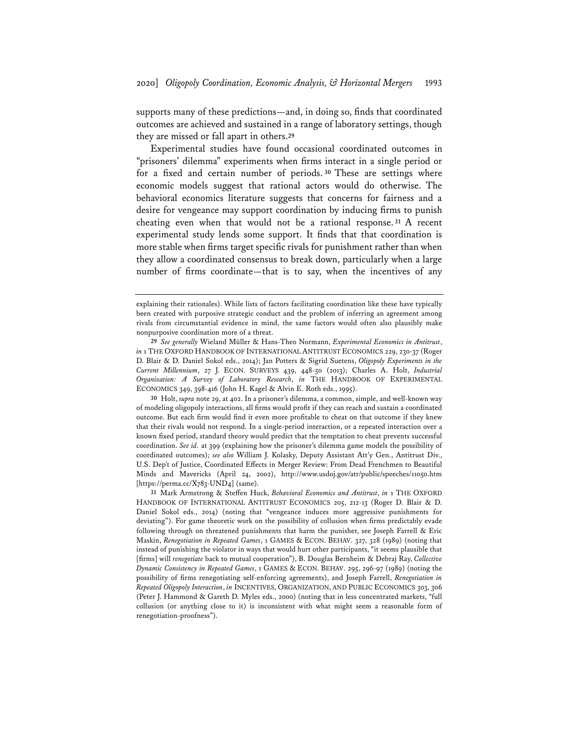supports many of these predictions—and, in doing so, finds that coordinated outcomes are achieved and sustained in a range of laboratory settings, though they are missed or fall apart in others.[29]

Experimental studies have found occasional coordinated outcomes in "prisoners' dilemma" experiments when firms interact in a single period or for a fixed and certain number of periods.[30] These are settings where economic models suggest that rational actors would do otherwise. The behavioral economics literature suggests that concerns for fairness and a desire for vengeance may support coordination by inducing firms to punish cheating even when that would not be a rational response.[31] A recent experimental study lends some support. It finds that that coordination is more stable when firms target specific rivals for punishment rather than when they allow a coordinated consensus to break down, particularly when a large number of firms coordinate—that is to say, when the incentives of any

---

explaining their rationales). While lists of factors facilitating coordination like these have typically been created with purposive strategic conduct and the problem of inferring an agreement among rivals from circumstantial evidence in mind, the same factors would often also plausibly make nonpurposive coordination more of a threat.

29 *See generally* Wieland Müller & Hans-Theo Normann, *Experimental Economics in Antitrust*, *in* 1 THE OXFORD HANDBOOK OF INTERNATIONAL ANTITRUST ECONOMICS 229, 230-37 (Roger D. Blair & D. Daniel Sokol eds., 2014); Jan Potters & Sigrid Suetens, *Oligopoly Experiments in the Current Millennium*, 27 J. ECON. SURVEYS 439, 448-50 (2013); Charles A. Holt, *Industrial Organization: A Survey of Laboratory Research*, *in* THE HANDBOOK OF EXPERIMENTAL ECONOMICS 349, 398-416 (John H. Kagel & Alvin E. Roth eds., 1995).

30 Holt, *supra* note 29, at 402. In a prisoner's dilemma, a common, simple, and well-known way of modeling oligopoly interactions, all firms would profit if they can reach and sustain a coordinated outcome. But each firm would find it even more profitable to cheat on that outcome if they knew that their rivals would not respond. In a single-period interaction, or a repeated interaction over a known fixed period, standard theory would predict that the temptation to cheat prevents successful coordination. *See id.* at 399 (explaining how the prisoner's dilemma game models the possibility of coordinated outcomes); *see also* William J. Kolasky, Deputy Assistant Att'y Gen., Antitrust Div., U.S. Dep't of Justice, Coordinated Effects in Merger Review: From Dead Frenchmen to Beautiful Minds and Mavericks (April 24, 2002), http://www.usdoj.gov/atr/public/speeches/11050.htm [https://perma.cc/X783-UND4] (same).

31 Mark Armstrong & Steffen Huck, *Behavioral Economics and Antitrust*, *in* 1 THE OXFORD HANDBOOK OF INTERNATIONAL ANTITRUST ECONOMICS 205, 212-13 (Roger D. Blair & D. Daniel Sokol eds., 2014) (noting that "vengeance induces more aggressive punishments for deviating"). For game theoretic work on the possibility of collusion when firms predictably evade following through on threatened punishments that harm the punisher, see Joseph Farrell & Eric Maskin, *Renegotiation in Repeated Games*, 1 GAMES & ECON. BEHAV. 327, 328 (1989) (noting that instead of punishing the violator in ways that would hurt other participants, "it seems plausible that [firms] will *renegotiate* back to mutual cooperation"), B. Douglas Bernheim & Debraj Ray, *Collective Dynamic Consistency in Repeated Games*, 1 GAMES & ECON. BEHAV. 295, 296-97 (1989) (noting the possibility of firms renegotiating self-enforcing agreements), and Joseph Farrell, *Renegotiation in Repeated Oligopoly Interaction*, *in* INCENTIVES, ORGANIZATION, AND PUBLIC ECONOMICS 303, 306 (Peter J. Hammond & Gareth D. Myles eds., 2000) (noting that in less concentrated markets, "full collusion (or anything close to it) is inconsistent with what might seem a reasonable form of renegotiation-proofness").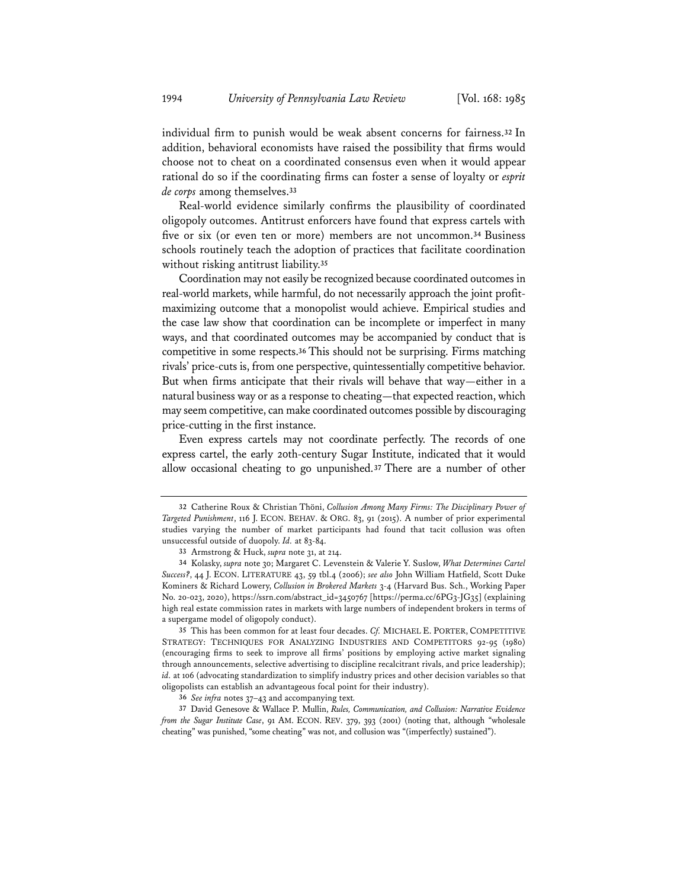individual firm to punish would be weak absent concerns for fairness.[32] In addition, behavioral economists have raised the possibility that firms would choose not to cheat on a coordinated consensus even when it would appear rational do so if the coordinating firms can foster a sense of loyalty or *esprit de corps* among themselves.[33]

Real-world evidence similarly confirms the plausibility of coordinated oligopoly outcomes. Antitrust enforcers have found that express cartels with five or six (or even ten or more) members are not uncommon.[34] Business schools routinely teach the adoption of practices that facilitate coordination without risking antitrust liability.[35]

Coordination may not easily be recognized because coordinated outcomes in real-world markets, while harmful, do not necessarily approach the joint profit-maximizing outcome that a monopolist would achieve. Empirical studies and the case law show that coordination can be incomplete or imperfect in many ways, and that coordinated outcomes may be accompanied by conduct that is competitive in some respects.[36] This should not be surprising. Firms matching rivals' price-cuts is, from one perspective, quintessentially competitive behavior. But when firms anticipate that their rivals will behave that way—either in a natural business way or as a response to cheating—that expected reaction, which may seem competitive, can make coordinated outcomes possible by discouraging price-cutting in the first instance.

Even express cartels may not coordinate perfectly. The records of one express cartel, the early 20th-century Sugar Institute, indicated that it would allow occasional cheating to go unpunished.[37] There are a number of other

---

[32] Catherine Roux & Christian Thöni, *Collusion Among Many Firms: The Disciplinary Power of Targeted Punishment*, 116 J. ECON. BEHAV. & ORG. 83, 91 (2015). A number of prior experimental studies varying the number of market participants had found that tacit collusion was often unsuccessful outside of duopoly. *Id.* at 83-84.

[33] Armstrong & Huck, *supra* note 31, at 214.

[34] Kolasky, *supra* note 30; Margaret C. Levenstein & Valerie Y. Suslow, *What Determines Cartel Success?*, 44 J. ECON. LITERATURE 43, 59 tbl.4 (2006); *see also* John William Hatfield, Scott Duke Kominers & Richard Lowery, *Collusion in Brokered Markets* 3-4 (Harvard Bus. Sch., Working Paper No. 20-023, 2020), https://ssrn.com/abstract_id=3450767 [https://perma.cc/6PG3-JG35] (explaining high real estate commission rates in markets with large numbers of independent brokers in terms of a supergame model of oligopoly conduct).

[35] This has been common for at least four decades. *Cf.* MICHAEL E. PORTER, COMPETITIVE STRATEGY: TECHNIQUES FOR ANALYZING INDUSTRIES AND COMPETITORS 92-95 (1980) (encouraging firms to seek to improve all firms' positions by employing active market signaling through announcements, selective advertising to discipline recalcitrant rivals, and price leadership); *id.* at 106 (advocating standardization to simplify industry prices and other decision variables so that oligopolists can establish an advantageous focal point for their industry).

[36] *See infra* notes 37–43 and accompanying text.

[37] David Genesove & Wallace P. Mullin, *Rules, Communication, and Collusion: Narrative Evidence from the Sugar Institute Case*, 91 AM. ECON. REV. 379, 393 (2001) (noting that, although "wholesale cheating" was punished, "some cheating" was not, and collusion was "(imperfectly) sustained").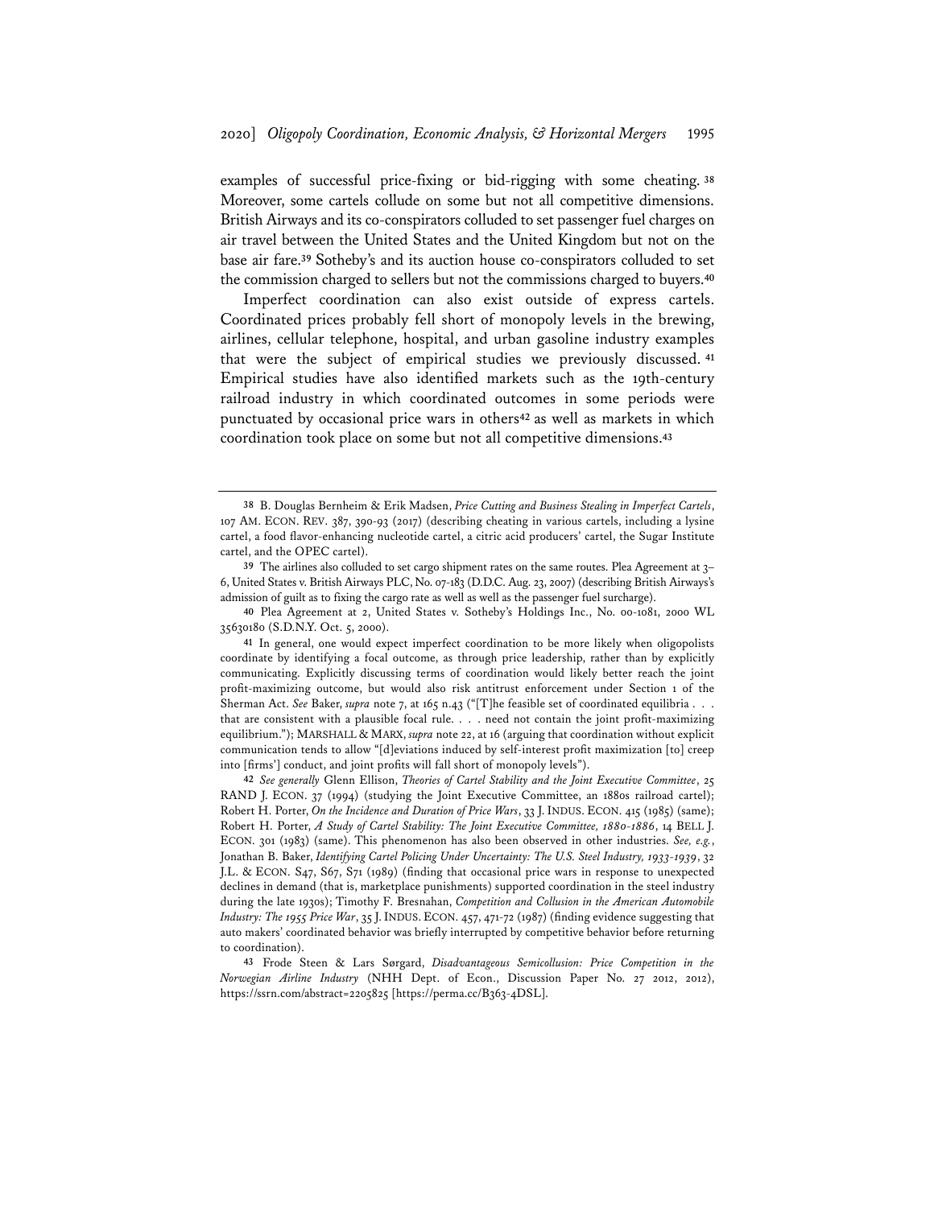examples of successful price-fixing or bid-rigging with some cheating. [38] Moreover, some cartels collude on some but not all competitive dimensions. British Airways and its co-conspirators colluded to set passenger fuel charges on air travel between the United States and the United Kingdom but not on the base air fare.[39] Sotheby's and its auction house co-conspirators colluded to set the commission charged to sellers but not the commissions charged to buyers.[40]

Imperfect coordination can also exist outside of express cartels. Coordinated prices probably fell short of monopoly levels in the brewing, airlines, cellular telephone, hospital, and urban gasoline industry examples that were the subject of empirical studies we previously discussed. [41] Empirical studies have also identified markets such as the 19th-century railroad industry in which coordinated outcomes in some periods were punctuated by occasional price wars in others[42] as well as markets in which coordination took place on some but not all competitive dimensions.[43]

---

[38] B. Douglas Bernheim & Erik Madsen, *Price Cutting and Business Stealing in Imperfect Cartels*, 107 AM. ECON. REV. 387, 390-93 (2017) (describing cheating in various cartels, including a lysine cartel, a food flavor-enhancing nucleotide cartel, a citric acid producers' cartel, the Sugar Institute cartel, and the OPEC cartel).

[39] The airlines also colluded to set cargo shipment rates on the same routes. Plea Agreement at 3–6, United States v. British Airways PLC, No. 07-183 (D.D.C. Aug. 23, 2007) (describing British Airways's admission of guilt as to fixing the cargo rate as well as well as the passenger fuel surcharge).

[40] Plea Agreement at 2, United States v. Sotheby's Holdings Inc., No. 00-1081, 2000 WL 35630180 (S.D.N.Y. Oct. 5, 2000).

[41] In general, one would expect imperfect coordination to be more likely when oligopolists coordinate by identifying a focal outcome, as through price leadership, rather than by explicitly communicating. Explicitly discussing terms of coordination would likely better reach the joint profit-maximizing outcome, but would also risk antitrust enforcement under Section 1 of the Sherman Act. *See* Baker, *supra* note 7, at 165 n.43 ("[T]he feasible set of coordinated equilibria . . . that are consistent with a plausible focal rule. . . . need not contain the joint profit-maximizing equilibrium."); MARSHALL & MARX, *supra* note 22, at 16 (arguing that coordination without explicit communication tends to allow "[d]eviations induced by self-interest profit maximization [to] creep into [firms'] conduct, and joint profits will fall short of monopoly levels").

[42] *See generally* Glenn Ellison, *Theories of Cartel Stability and the Joint Executive Committee*, 25 RAND J. ECON. 37 (1994) (studying the Joint Executive Committee, an 1880s railroad cartel); Robert H. Porter, *On the Incidence and Duration of Price Wars*, 33 J. INDUS. ECON. 415 (1985) (same); Robert H. Porter, *A Study of Cartel Stability: The Joint Executive Committee, 1880-1886*, 14 BELL J. ECON. 301 (1983) (same). This phenomenon has also been observed in other industries. *See, e.g.*, Jonathan B. Baker, *Identifying Cartel Policing Under Uncertainty: The U.S. Steel Industry, 1933-1939*, 32 J.L. & ECON. S47, S67, S71 (1989) (finding that occasional price wars in response to unexpected declines in demand (that is, marketplace punishments) supported coordination in the steel industry during the late 1930s); Timothy F. Bresnahan, *Competition and Collusion in the American Automobile Industry: The 1955 Price War*, 35 J. INDUS. ECON. 457, 471-72 (1987) (finding evidence suggesting that auto makers' coordinated behavior was briefly interrupted by competitive behavior before returning to coordination).

[43] Frode Steen & Lars Sørgard, *Disadvantageous Semicollusion: Price Competition in the Norwegian Airline Industry* (NHH Dept. of Econ., Discussion Paper No. 27 2012, 2012), https://ssrn.com/abstract=2205825 [https://perma.cc/B363-4DSL].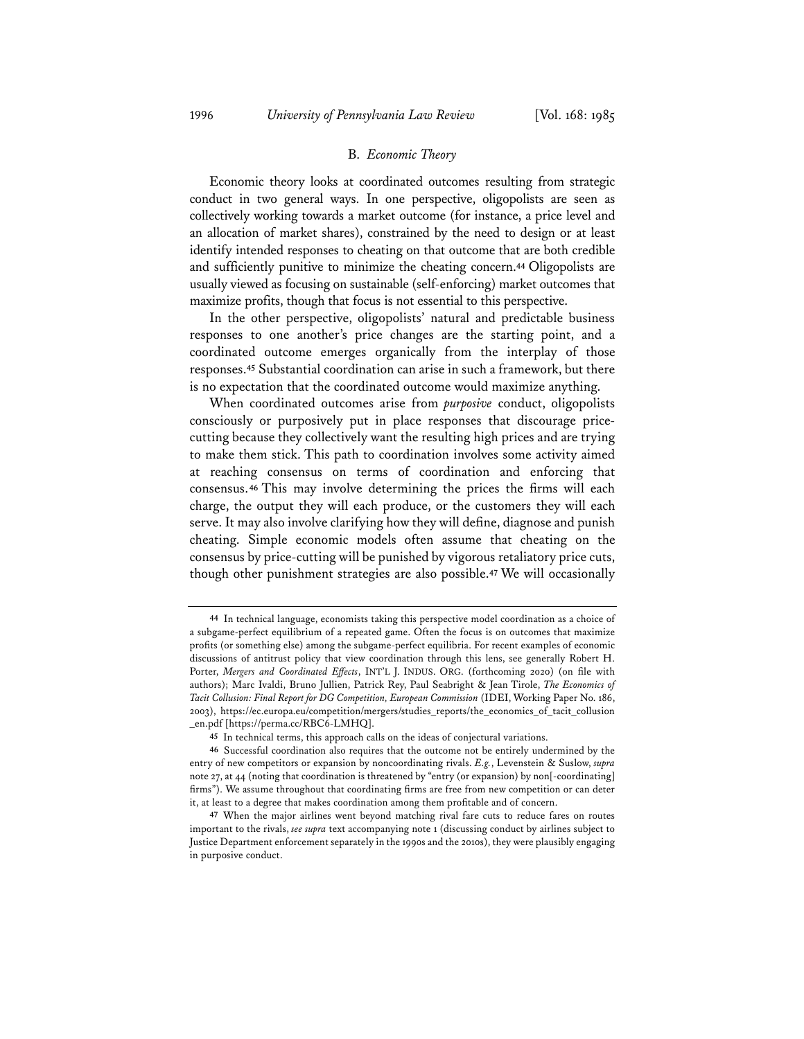### B. *Economic Theory*

Economic theory looks at coordinated outcomes resulting from strategic conduct in two general ways. In one perspective, oligopolists are seen as collectively working towards a market outcome (for instance, a price level and an allocation of market shares), constrained by the need to design or at least identify intended responses to cheating on that outcome that are both credible and sufficiently punitive to minimize the cheating concern.[44] Oligopolists are usually viewed as focusing on sustainable (self-enforcing) market outcomes that maximize profits, though that focus is not essential to this perspective.

In the other perspective, oligopolists' natural and predictable business responses to one another's price changes are the starting point, and a coordinated outcome emerges organically from the interplay of those responses.[45] Substantial coordination can arise in such a framework, but there is no expectation that the coordinated outcome would maximize anything.

When coordinated outcomes arise from *purposive* conduct, oligopolists consciously or purposively put in place responses that discourage price-cutting because they collectively want the resulting high prices and are trying to make them stick. This path to coordination involves some activity aimed at reaching consensus on terms of coordination and enforcing that consensus.[46] This may involve determining the prices the firms will each charge, the output they will each produce, or the customers they will each serve. It may also involve clarifying how they will define, diagnose and punish cheating. Simple economic models often assume that cheating on the consensus by price-cutting will be punished by vigorous retaliatory price cuts, though other punishment strategies are also possible.[47] We will occasionally

---

[44] In technical language, economists taking this perspective model coordination as a choice of a subgame-perfect equilibrium of a repeated game. Often the focus is on outcomes that maximize profits (or something else) among the subgame-perfect equilibria. For recent examples of economic discussions of antitrust policy that view coordination through this lens, see generally Robert H. Porter, *Mergers and Coordinated Effects*, INT'L J. INDUS. ORG. (forthcoming 2020) (on file with authors); Marc Ivaldi, Bruno Jullien, Patrick Rey, Paul Seabright & Jean Tirole, *The Economics of Tacit Collusion: Final Report for DG Competition, European Commission* (IDEI, Working Paper No. 186, 2003), https://ec.europa.eu/competition/mergers/studies_reports/the_economics_of_tacit_collusion_en.pdf [https://perma.cc/RBC6-LMHQ].

[45] In technical terms, this approach calls on the ideas of conjectural variations.

[46] Successful coordination also requires that the outcome not be entirely undermined by the entry of new competitors or expansion by noncoordinating rivals. *E.g.*, Levenstein & Suslow, *supra* note 27, at 44 (noting that coordination is threatened by "entry (or expansion) by non[-coordinating] firms"). We assume throughout that coordinating firms are free from new competition or can deter it, at least to a degree that makes coordination among them profitable and of concern.

[47] When the major airlines went beyond matching rival fare cuts to reduce fares on routes important to the rivals, *see supra* text accompanying note 1 (discussing conduct by airlines subject to Justice Department enforcement separately in the 1990s and the 2010s), they were plausibly engaging in purposive conduct.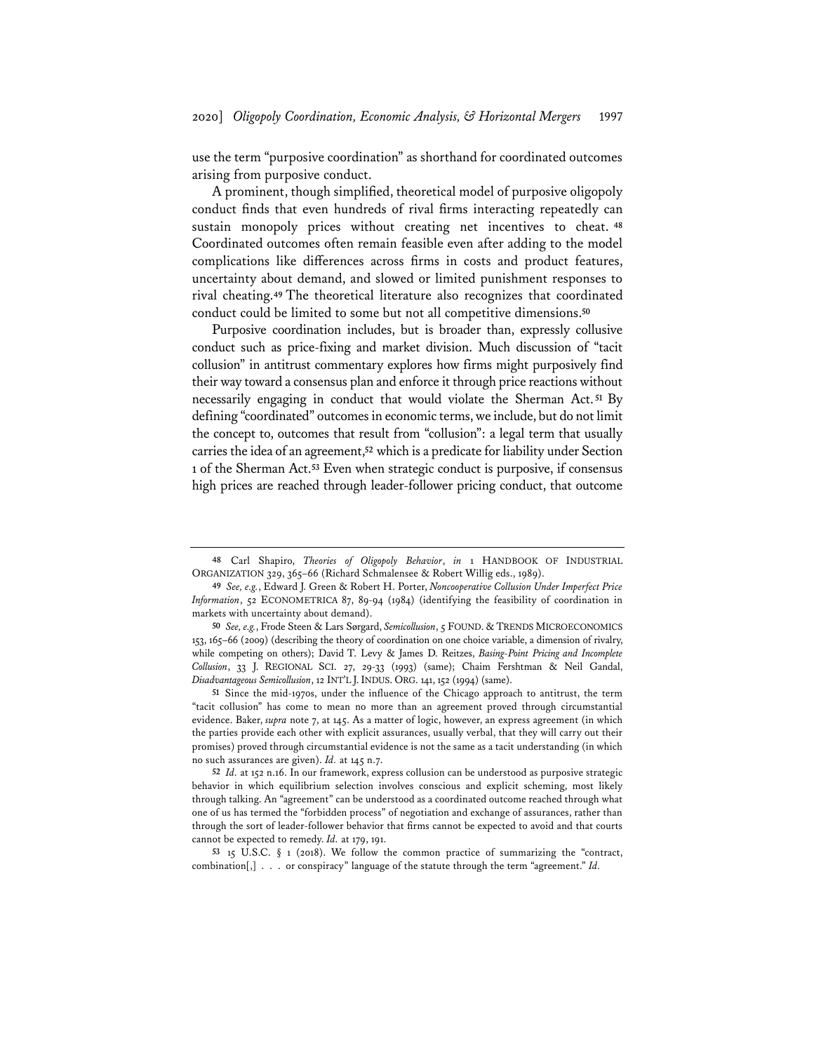use the term "purposive coordination" as shorthand for coordinated outcomes arising from purposive conduct.

A prominent, though simplified, theoretical model of purposive oligopoly conduct finds that even hundreds of rival firms interacting repeatedly can sustain monopoly prices without creating net incentives to cheat.[48] Coordinated outcomes often remain feasible even after adding to the model complications like differences across firms in costs and product features, uncertainty about demand, and slowed or limited punishment responses to rival cheating.[49] The theoretical literature also recognizes that coordinated conduct could be limited to some but not all competitive dimensions.[50]

Purposive coordination includes, but is broader than, expressly collusive conduct such as price-fixing and market division. Much discussion of "tacit collusion" in antitrust commentary explores how firms might purposively find their way toward a consensus plan and enforce it through price reactions without necessarily engaging in conduct that would violate the Sherman Act.[51] By defining "coordinated" outcomes in economic terms, we include, but do not limit the concept to, outcomes that result from "collusion": a legal term that usually carries the idea of an agreement,[52] which is a predicate for liability under Section 1 of the Sherman Act.[53] Even when strategic conduct is purposive, if consensus high prices are reached through leader-follower pricing conduct, that outcome

---

[48] Carl Shapiro, *Theories of Oligopoly Behavior*, *in* 1 HANDBOOK OF INDUSTRIAL ORGANIZATION 329, 365–66 (Richard Schmalensee & Robert Willig eds., 1989).

[49] *See, e.g.*, Edward J. Green & Robert H. Porter, *Noncooperative Collusion Under Imperfect Price Information*, 52 ECONOMETRICA 87, 89-94 (1984) (identifying the feasibility of coordination in markets with uncertainty about demand).

[50] *See, e.g.*, Frode Steen & Lars Sørgard, *Semicollusion*, 5 FOUND. & TRENDS MICROECONOMICS 153, 165–66 (2009) (describing the theory of coordination on one choice variable, a dimension of rivalry, while competing on others); David T. Levy & James D. Reitzes, *Basing-Point Pricing and Incomplete Collusion*, 33 J. REGIONAL SCI. 27, 29-33 (1993) (same); Chaim Fershtman & Neil Gandal, *Disadvantageous Semicollusion*, 12 INT'L J. INDUS. ORG. 141, 152 (1994) (same).

[51] Since the mid-1970s, under the influence of the Chicago approach to antitrust, the term "tacit collusion" has come to mean no more than an agreement proved through circumstantial evidence. Baker, *supra* note 7, at 145. As a matter of logic, however, an express agreement (in which the parties provide each other with explicit assurances, usually verbal, that they will carry out their promises) proved through circumstantial evidence is not the same as a tacit understanding (in which no such assurances are given). *Id.* at 145 n.7.

[52] *Id.* at 152 n.16. In our framework, express collusion can be understood as purposive strategic behavior in which equilibrium selection involves conscious and explicit scheming, most likely through talking. An "agreement" can be understood as a coordinated outcome reached through what one of us has termed the "forbidden process" of negotiation and exchange of assurances, rather than through the sort of leader-follower behavior that firms cannot be expected to avoid and that courts cannot be expected to remedy. *Id.* at 179, 191.

[53] 15 U.S.C. § 1 (2018). We follow the common practice of summarizing the "contract, combination[,] . . . or conspiracy" language of the statute through the term "agreement." *Id.*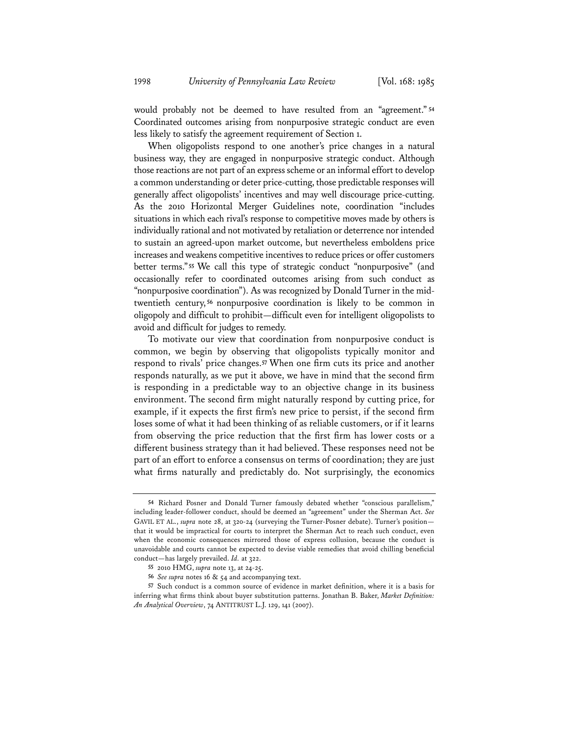would probably not be deemed to have resulted from an "agreement."[54] Coordinated outcomes arising from nonpurposive strategic conduct are even less likely to satisfy the agreement requirement of Section 1.

When oligopolists respond to one another's price changes in a natural business way, they are engaged in nonpurposive strategic conduct. Although those reactions are not part of an express scheme or an informal effort to develop a common understanding or deter price-cutting, those predictable responses will generally affect oligopolists' incentives and may well discourage price-cutting. As the 2010 Horizontal Merger Guidelines note, coordination "includes situations in which each rival's response to competitive moves made by others is individually rational and not motivated by retaliation or deterrence nor intended to sustain an agreed-upon market outcome, but nevertheless emboldens price increases and weakens competitive incentives to reduce prices or offer customers better terms."[55] We call this type of strategic conduct "nonpurposive" (and occasionally refer to coordinated outcomes arising from such conduct as "nonpurposive coordination"). As was recognized by Donald Turner in the mid-twentieth century,[56] nonpurposive coordination is likely to be common in oligopoly and difficult to prohibit—difficult even for intelligent oligopolists to avoid and difficult for judges to remedy.

To motivate our view that coordination from nonpurposive conduct is common, we begin by observing that oligopolists typically monitor and respond to rivals' price changes.[57] When one firm cuts its price and another responds naturally, as we put it above, we have in mind that the second firm is responding in a predictable way to an objective change in its business environment. The second firm might naturally respond by cutting price, for example, if it expects the first firm's new price to persist, if the second firm loses some of what it had been thinking of as reliable customers, or if it learns from observing the price reduction that the first firm has lower costs or a different business strategy than it had believed. These responses need not be part of an effort to enforce a consensus on terms of coordination; they are just what firms naturally and predictably do. Not surprisingly, the economics

---

[54] Richard Posner and Donald Turner famously debated whether "conscious parallelism," including leader-follower conduct, should be deemed an "agreement" under the Sherman Act. *See* GAVIL ET AL., *supra* note 28, at 320-24 (surveying the Turner-Posner debate). Turner's position—that it would be impractical for courts to interpret the Sherman Act to reach such conduct, even when the economic consequences mirrored those of express collusion, because the conduct is unavoidable and courts cannot be expected to devise viable remedies that avoid chilling beneficial conduct—has largely prevailed. *Id.* at 322.

[55] 2010 HMG, *supra* note 13, at 24-25.

[56] *See supra* notes 16 & 54 and accompanying text.

[57] Such conduct is a common source of evidence in market definition, where it is a basis for inferring what firms think about buyer substitution patterns. Jonathan B. Baker, *Market Definition: An Analytical Overview*, 74 ANTITRUST L.J. 129, 141 (2007).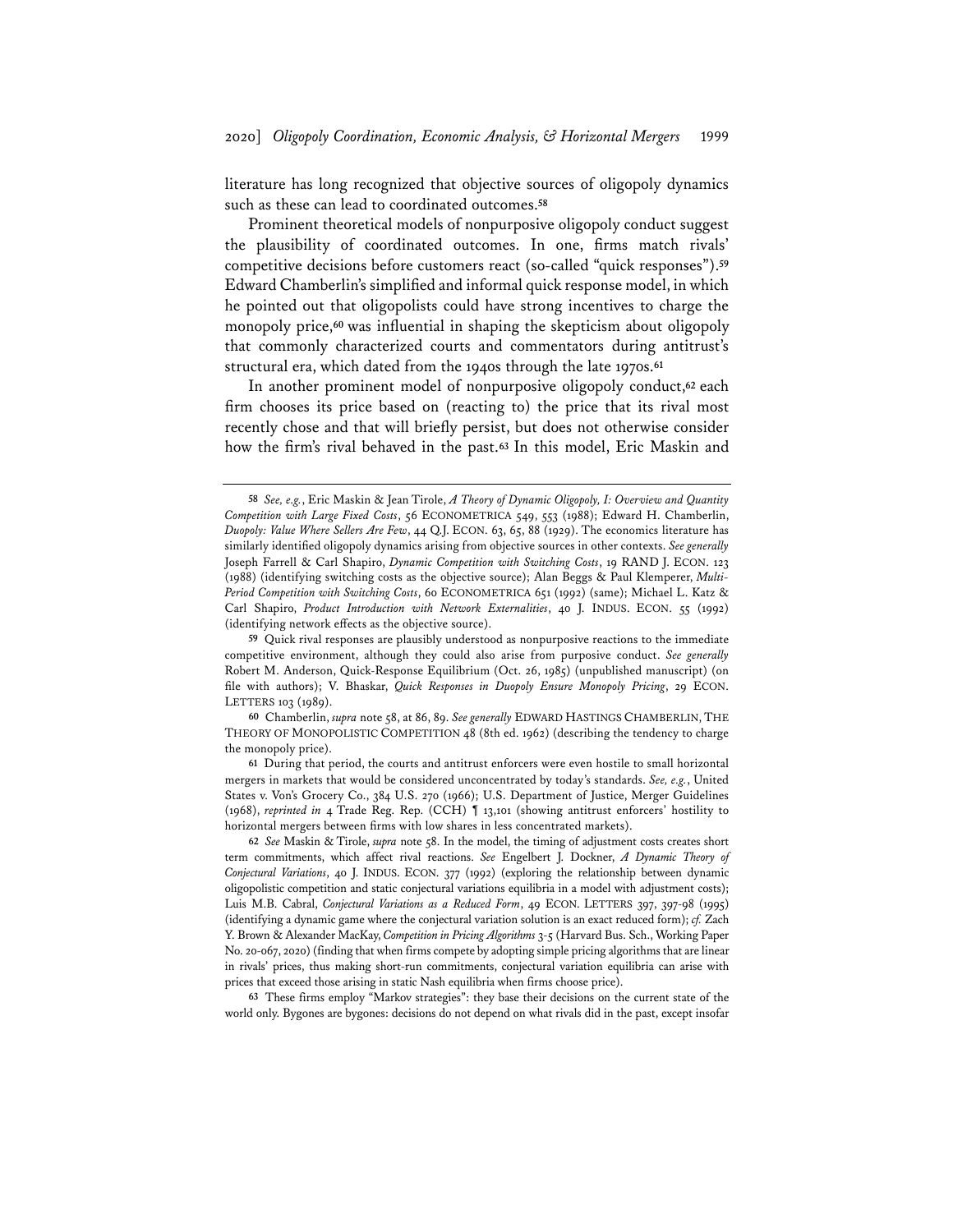literature has long recognized that objective sources of oligopoly dynamics such as these can lead to coordinated outcomes.[58]

Prominent theoretical models of nonpurposive oligopoly conduct suggest the plausibility of coordinated outcomes. In one, firms match rivals' competitive decisions before customers react (so-called "quick responses").[59] Edward Chamberlin's simplified and informal quick response model, in which he pointed out that oligopolists could have strong incentives to charge the monopoly price,[60] was influential in shaping the skepticism about oligopoly that commonly characterized courts and commentators during antitrust's structural era, which dated from the 1940s through the late 1970s.[61]

In another prominent model of nonpurposive oligopoly conduct,[62] each firm chooses its price based on (reacting to) the price that its rival most recently chose and that will briefly persist, but does not otherwise consider how the firm's rival behaved in the past.[63] In this model, Eric Maskin and

---

[58] *See, e.g.*, Eric Maskin & Jean Tirole, *A Theory of Dynamic Oligopoly, I: Overview and Quantity Competition with Large Fixed Costs*, 56 ECONOMETRICA 549, 553 (1988); Edward H. Chamberlin, *Duopoly: Value Where Sellers Are Few*, 44 Q.J. ECON. 63, 65, 88 (1929). The economics literature has similarly identified oligopoly dynamics arising from objective sources in other contexts. *See generally* Joseph Farrell & Carl Shapiro, *Dynamic Competition with Switching Costs*, 19 RAND J. ECON. 123 (1988) (identifying switching costs as the objective source); Alan Beggs & Paul Klemperer, *Multi-Period Competition with Switching Costs*, 60 ECONOMETRICA 651 (1992) (same); Michael L. Katz & Carl Shapiro, *Product Introduction with Network Externalities*, 40 J. INDUS. ECON. 55 (1992) (identifying network effects as the objective source).

[59] Quick rival responses are plausibly understood as nonpurposive reactions to the immediate competitive environment, although they could also arise from purposive conduct. *See generally* Robert M. Anderson, Quick-Response Equilibrium (Oct. 26, 1985) (unpublished manuscript) (on file with authors); V. Bhaskar, *Quick Responses in Duopoly Ensure Monopoly Pricing*, 29 ECON. LETTERS 103 (1989).

[60] Chamberlin, *supra* note 58, at 86, 89. *See generally* EDWARD HASTINGS CHAMBERLIN, THE THEORY OF MONOPOLISTIC COMPETITION 48 (8th ed. 1962) (describing the tendency to charge the monopoly price).

[61] During that period, the courts and antitrust enforcers were even hostile to small horizontal mergers in markets that would be considered unconcentrated by today's standards. *See, e.g.*, United States v. Von's Grocery Co., 384 U.S. 270 (1966); U.S. Department of Justice, Merger Guidelines (1968), *reprinted in* 4 Trade Reg. Rep. (CCH) ¶ 13,101 (showing antitrust enforcers' hostility to horizontal mergers between firms with low shares in less concentrated markets).

[62] *See* Maskin & Tirole, *supra* note 58. In the model, the timing of adjustment costs creates short term commitments, which affect rival reactions. *See* Engelbert J. Dockner, *A Dynamic Theory of Conjectural Variations*, 40 J. INDUS. ECON. 377 (1992) (exploring the relationship between dynamic oligopolistic competition and static conjectural variations equilibria in a model with adjustment costs); Luis M.B. Cabral, *Conjectural Variations as a Reduced Form*, 49 ECON. LETTERS 397, 397-98 (1995) (identifying a dynamic game where the conjectural variation solution is an exact reduced form); *cf.* Zach Y. Brown & Alexander MacKay, *Competition in Pricing Algorithms* 3-5 (Harvard Bus. Sch., Working Paper No. 20-067, 2020) (finding that when firms compete by adopting simple pricing algorithms that are linear in rivals' prices, thus making short-run commitments, conjectural variation equilibria can arise with prices that exceed those arising in static Nash equilibria when firms choose price).

[63] These firms employ "Markov strategies": they base their decisions on the current state of the world only. Bygones are bygones: decisions do not depend on what rivals did in the past, except insofar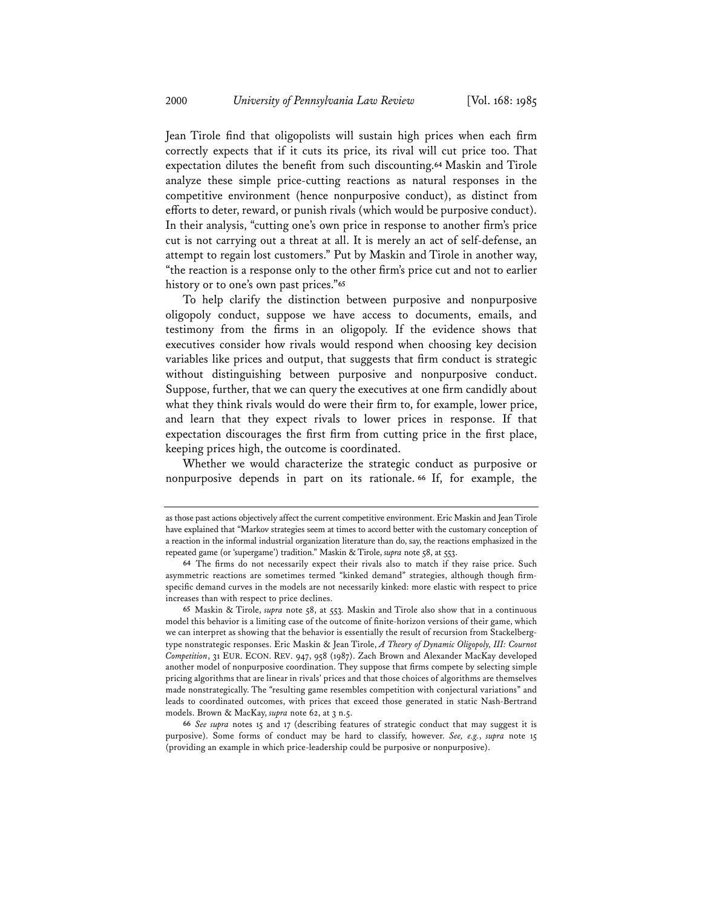Jean Tirole find that oligopolists will sustain high prices when each firm correctly expects that if it cuts its price, its rival will cut price too. That expectation dilutes the benefit from such discounting.[64] Maskin and Tirole analyze these simple price-cutting reactions as natural responses in the competitive environment (hence nonpurposive conduct), as distinct from efforts to deter, reward, or punish rivals (which would be purposive conduct). In their analysis, "cutting one's own price in response to another firm's price cut is not carrying out a threat at all. It is merely an act of self-defense, an attempt to regain lost customers." Put by Maskin and Tirole in another way, "the reaction is a response only to the other firm's price cut and not to earlier history or to one's own past prices."[65]

To help clarify the distinction between purposive and nonpurposive oligopoly conduct, suppose we have access to documents, emails, and testimony from the firms in an oligopoly. If the evidence shows that executives consider how rivals would respond when choosing key decision variables like prices and output, that suggests that firm conduct is strategic without distinguishing between purposive and nonpurposive conduct. Suppose, further, that we can query the executives at one firm candidly about what they think rivals would do were their firm to, for example, lower price, and learn that they expect rivals to lower prices in response. If that expectation discourages the first firm from cutting price in the first place, keeping prices high, the outcome is coordinated.

Whether we would characterize the strategic conduct as purposive or nonpurposive depends in part on its rationale.[66] If, for example, the

---

as those past actions objectively affect the current competitive environment. Eric Maskin and Jean Tirole have explained that "Markov strategies seem at times to accord better with the customary conception of a reaction in the informal industrial organization literature than do, say, the reactions emphasized in the repeated game (or 'supergame') tradition." Maskin & Tirole, *supra* note 58, at 553.

64 The firms do not necessarily expect their rivals also to match if they raise price. Such asymmetric reactions are sometimes termed "kinked demand" strategies, although though firm-specific demand curves in the models are not necessarily kinked: more elastic with respect to price increases than with respect to price declines.

65 Maskin & Tirole, *supra* note 58, at 553. Maskin and Tirole also show that in a continuous model this behavior is a limiting case of the outcome of finite-horizon versions of their game, which we can interpret as showing that the behavior is essentially the result of recursion from Stackelberg-type nonstrategic responses. Eric Maskin & Jean Tirole, *A Theory of Dynamic Oligopoly, III: Cournot Competition*, 31 EUR. ECON. REV. 947, 958 (1987). Zach Brown and Alexander MacKay developed another model of nonpurposive coordination. They suppose that firms compete by selecting simple pricing algorithms that are linear in rivals' prices and that those choices of algorithms are themselves made nonstrategically. The "resulting game resembles competition with conjectural variations" and leads to coordinated outcomes, with prices that exceed those generated in static Nash-Bertrand models. Brown & MacKay, *supra* note 62, at 3 n.5.

66 *See supra* notes 15 and 17 (describing features of strategic conduct that may suggest it is purposive). Some forms of conduct may be hard to classify, however. *See, e.g.*, *supra* note 15 (providing an example in which price-leadership could be purposive or nonpurposive).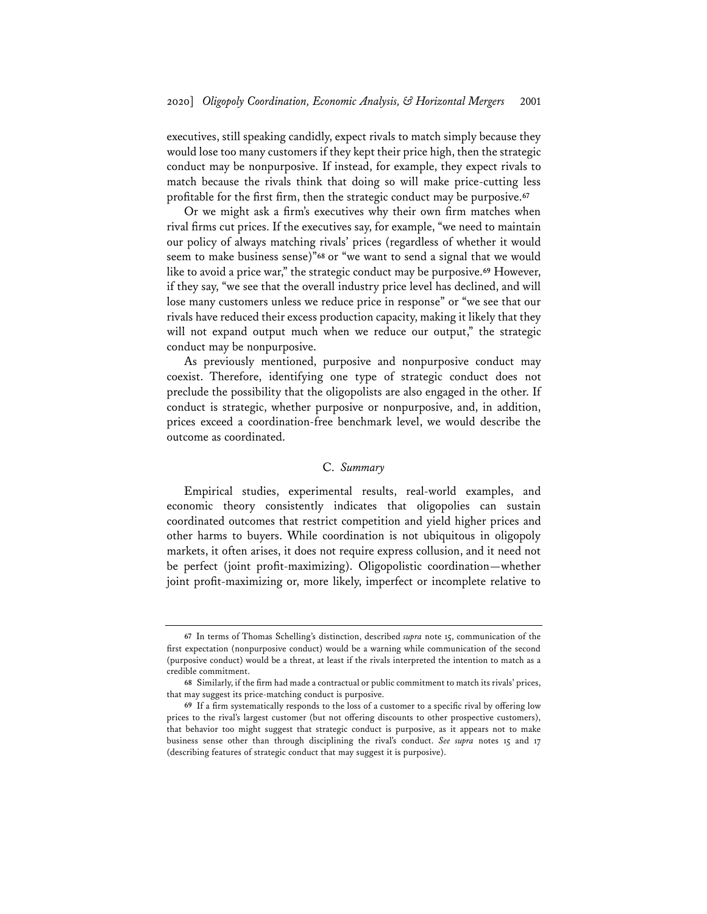executives, still speaking candidly, expect rivals to match simply because they would lose too many customers if they kept their price high, then the strategic conduct may be nonpurposive. If instead, for example, they expect rivals to match because the rivals think that doing so will make price-cutting less profitable for the first firm, then the strategic conduct may be purposive.[67]

Or we might ask a firm's executives why their own firm matches when rival firms cut prices. If the executives say, for example, "we need to maintain our policy of always matching rivals' prices (regardless of whether it would seem to make business sense)"[68] or "we want to send a signal that we would like to avoid a price war," the strategic conduct may be purposive.[69] However, if they say, "we see that the overall industry price level has declined, and will lose many customers unless we reduce price in response" or "we see that our rivals have reduced their excess production capacity, making it likely that they will not expand output much when we reduce our output," the strategic conduct may be nonpurposive.

As previously mentioned, purposive and nonpurposive conduct may coexist. Therefore, identifying one type of strategic conduct does not preclude the possibility that the oligopolists are also engaged in the other. If conduct is strategic, whether purposive or nonpurposive, and, in addition, prices exceed a coordination-free benchmark level, we would describe the outcome as coordinated.

### C. *Summary*

Empirical studies, experimental results, real-world examples, and economic theory consistently indicates that oligopolies can sustain coordinated outcomes that restrict competition and yield higher prices and other harms to buyers. While coordination is not ubiquitous in oligopoly markets, it often arises, it does not require express collusion, and it need not be perfect (joint profit-maximizing). Oligopolistic coordination—whether joint profit-maximizing or, more likely, imperfect or incomplete relative to

---

[67] In terms of Thomas Schelling's distinction, described *supra* note 15, communication of the first expectation (nonpurposive conduct) would be a warning while communication of the second (purposive conduct) would be a threat, at least if the rivals interpreted the intention to match as a credible commitment.

[68] Similarly, if the firm had made a contractual or public commitment to match its rivals' prices, that may suggest its price-matching conduct is purposive.

[69] If a firm systematically responds to the loss of a customer to a specific rival by offering low prices to the rival's largest customer (but not offering discounts to other prospective customers), that behavior too might suggest that strategic conduct is purposive, as it appears not to make business sense other than through disciplining the rival's conduct. *See supra* notes 15 and 17 (describing features of strategic conduct that may suggest it is purposive).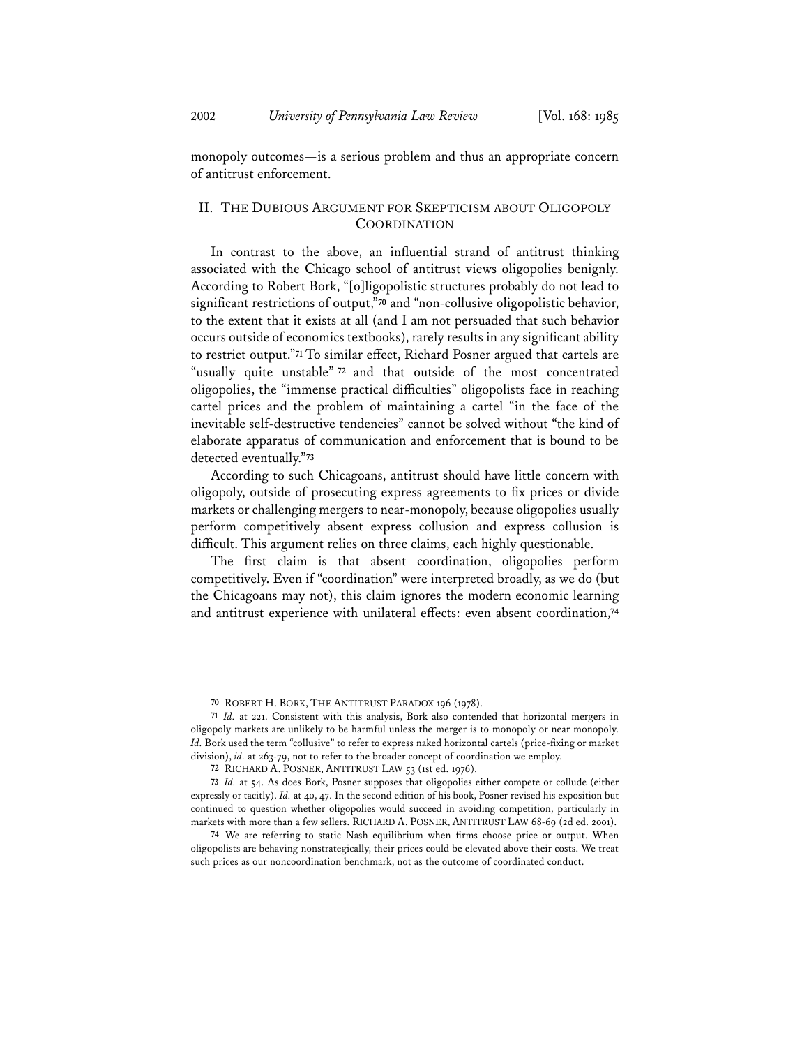monopoly outcomes—is a serious problem and thus an appropriate concern of antitrust enforcement.

## II. THE DUBIOUS ARGUMENT FOR SKEPTICISM ABOUT OLIGOPOLY COORDINATION

In contrast to the above, an influential strand of antitrust thinking associated with the Chicago school of antitrust views oligopolies benignly. According to Robert Bork, "[o]ligopolistic structures probably do not lead to significant restrictions of output,"[70] and "non-collusive oligopolistic behavior, to the extent that it exists at all (and I am not persuaded that such behavior occurs outside of economics textbooks), rarely results in any significant ability to restrict output."[71] To similar effect, Richard Posner argued that cartels are "usually quite unstable"[72] and that outside of the most concentrated oligopolies, the "immense practical difficulties" oligopolists face in reaching cartel prices and the problem of maintaining a cartel "in the face of the inevitable self-destructive tendencies" cannot be solved without "the kind of elaborate apparatus of communication and enforcement that is bound to be detected eventually."[73]

According to such Chicagoans, antitrust should have little concern with oligopoly, outside of prosecuting express agreements to fix prices or divide markets or challenging mergers to near-monopoly, because oligopolies usually perform competitively absent express collusion and express collusion is difficult. This argument relies on three claims, each highly questionable.

The first claim is that absent coordination, oligopolies perform competitively. Even if "coordination" were interpreted broadly, as we do (but the Chicagoans may not), this claim ignores the modern economic learning and antitrust experience with unilateral effects: even absent coordination,[74]

---

[70] ROBERT H. BORK, THE ANTITRUST PARADOX 196 (1978).

[71] *Id.* at 221. Consistent with this analysis, Bork also contended that horizontal mergers in oligopoly markets are unlikely to be harmful unless the merger is to monopoly or near monopoly. *Id.* Bork used the term "collusive" to refer to express naked horizontal cartels (price-fixing or market division), *id.* at 263-79, not to refer to the broader concept of coordination we employ.

[72] RICHARD A. POSNER, ANTITRUST LAW 53 (1st ed. 1976).

[73] *Id.* at 54. As does Bork, Posner supposes that oligopolies either compete or collude (either expressly or tacitly). *Id.* at 40, 47. In the second edition of his book, Posner revised his exposition but continued to question whether oligopolies would succeed in avoiding competition, particularly in markets with more than a few sellers. RICHARD A. POSNER, ANTITRUST LAW 68-69 (2d ed. 2001).

[74] We are referring to static Nash equilibrium when firms choose price or output. When oligopolists are behaving nonstrategically, their prices could be elevated above their costs. We treat such prices as our noncoordination benchmark, not as the outcome of coordinated conduct.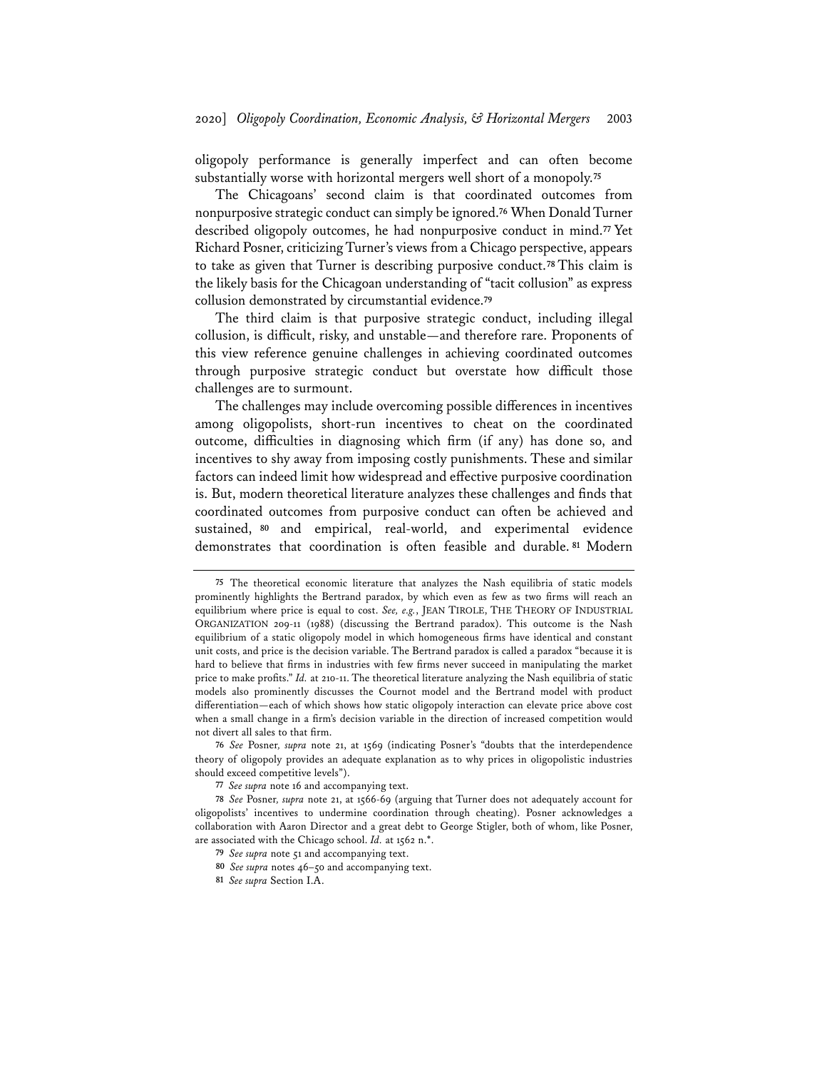oligopoly performance is generally imperfect and can often become substantially worse with horizontal mergers well short of a monopoly.[75]

The Chicagoans' second claim is that coordinated outcomes from nonpurposive strategic conduct can simply be ignored.[76] When Donald Turner described oligopoly outcomes, he had nonpurposive conduct in mind.[77] Yet Richard Posner, criticizing Turner's views from a Chicago perspective, appears to take as given that Turner is describing purposive conduct.[78] This claim is the likely basis for the Chicagoan understanding of "tacit collusion" as express collusion demonstrated by circumstantial evidence.[79]

The third claim is that purposive strategic conduct, including illegal collusion, is difficult, risky, and unstable—and therefore rare. Proponents of this view reference genuine challenges in achieving coordinated outcomes through purposive strategic conduct but overstate how difficult those challenges are to surmount.

The challenges may include overcoming possible differences in incentives among oligopolists, short-run incentives to cheat on the coordinated outcome, difficulties in diagnosing which firm (if any) has done so, and incentives to shy away from imposing costly punishments. These and similar factors can indeed limit how widespread and effective purposive coordination is. But, modern theoretical literature analyzes these challenges and finds that coordinated outcomes from purposive conduct can often be achieved and sustained,[80] and empirical, real-world, and experimental evidence demonstrates that coordination is often feasible and durable.[81] Modern

---

[75] The theoretical economic literature that analyzes the Nash equilibria of static models prominently highlights the Bertrand paradox, by which even as few as two firms will reach an equilibrium where price is equal to cost. *See, e.g.*, JEAN TIROLE, THE THEORY OF INDUSTRIAL ORGANIZATION 209-11 (1988) (discussing the Bertrand paradox). This outcome is the Nash equilibrium of a static oligopoly model in which homogeneous firms have identical and constant unit costs, and price is the decision variable. The Bertrand paradox is called a paradox "because it is hard to believe that firms in industries with few firms never succeed in manipulating the market price to make profits." *Id.* at 210-11. The theoretical literature analyzing the Nash equilibria of static models also prominently discusses the Cournot model and the Bertrand model with product differentiation—each of which shows how static oligopoly interaction can elevate price above cost when a small change in a firm's decision variable in the direction of increased competition would not divert all sales to that firm.

[76] *See* Posner, *supra* note 21, at 1569 (indicating Posner's "doubts that the interdependence theory of oligopoly provides an adequate explanation as to why prices in oligopolistic industries should exceed competitive levels").

[77] *See supra* note 16 and accompanying text.

[78] *See* Posner, *supra* note 21, at 1566-69 (arguing that Turner does not adequately account for oligopolists' incentives to undermine coordination through cheating). Posner acknowledges a collaboration with Aaron Director and a great debt to George Stigler, both of whom, like Posner, are associated with the Chicago school. *Id.* at 1562 n.*.

[79] *See supra* note 51 and accompanying text.

[80] *See supra* notes 46–50 and accompanying text.

[81] *See supra* Section I.A.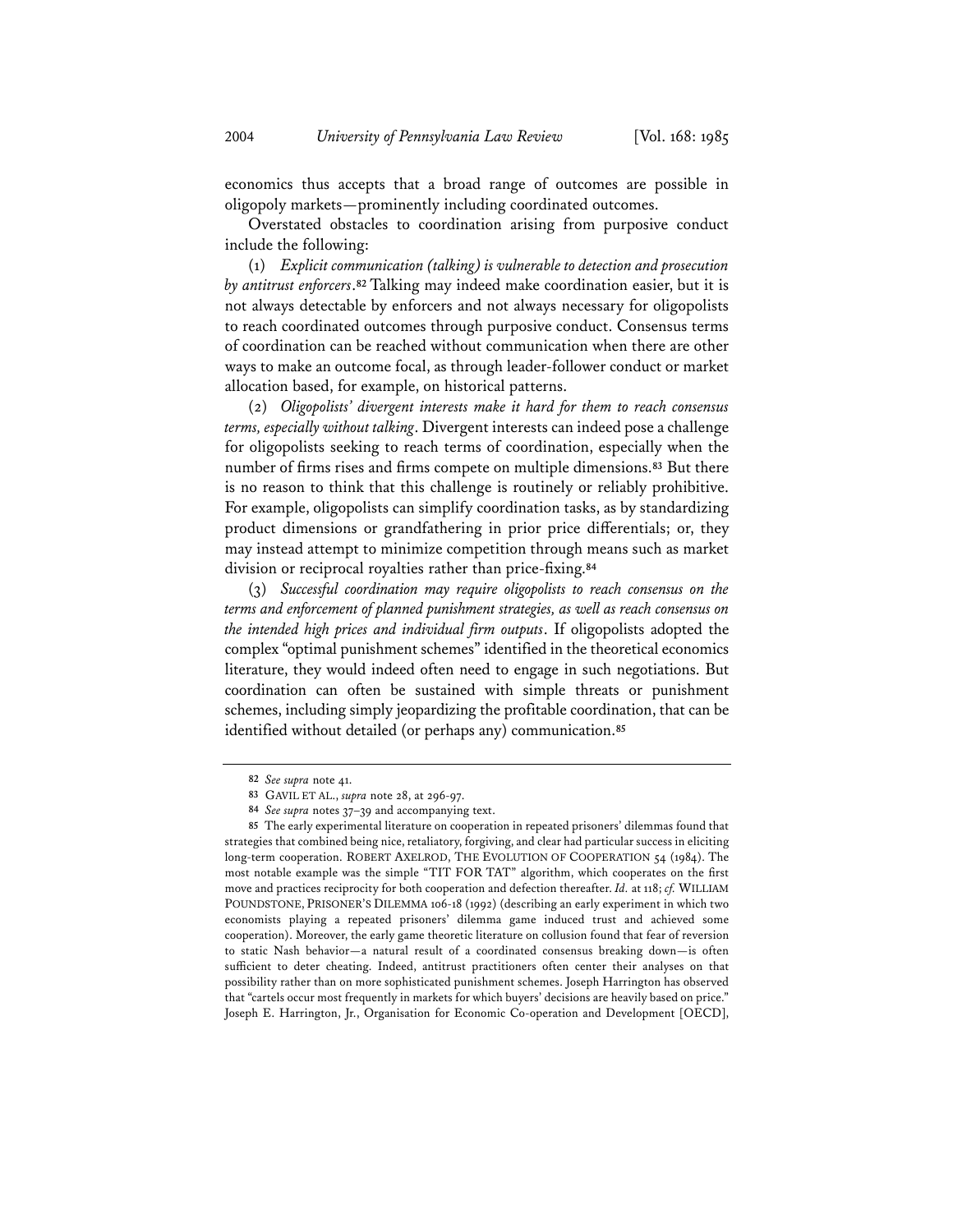economics thus accepts that a broad range of outcomes are possible in oligopoly markets—prominently including coordinated outcomes.

Overstated obstacles to coordination arising from purposive conduct include the following:

(1) *Explicit communication (talking) is vulnerable to detection and prosecution by antitrust enforcers*.[82] Talking may indeed make coordination easier, but it is not always detectable by enforcers and not always necessary for oligopolists to reach coordinated outcomes through purposive conduct. Consensus terms of coordination can be reached without communication when there are other ways to make an outcome focal, as through leader-follower conduct or market allocation based, for example, on historical patterns.

(2) *Oligopolists' divergent interests make it hard for them to reach consensus terms, especially without talking*. Divergent interests can indeed pose a challenge for oligopolists seeking to reach terms of coordination, especially when the number of firms rises and firms compete on multiple dimensions.[83] But there is no reason to think that this challenge is routinely or reliably prohibitive. For example, oligopolists can simplify coordination tasks, as by standardizing product dimensions or grandfathering in prior price differentials; or, they may instead attempt to minimize competition through means such as market division or reciprocal royalties rather than price-fixing.[84]

(3) *Successful coordination may require oligopolists to reach consensus on the terms and enforcement of planned punishment strategies, as well as reach consensus on the intended high prices and individual firm outputs*. If oligopolists adopted the complex "optimal punishment schemes" identified in the theoretical economics literature, they would indeed often need to engage in such negotiations. But coordination can often be sustained with simple threats or punishment schemes, including simply jeopardizing the profitable coordination, that can be identified without detailed (or perhaps any) communication.[85]

---

[82] *See supra* note 41.

[83] GAVIL ET AL., *supra* note 28, at 296-97.

[84] *See supra* notes 37–39 and accompanying text.

[85] The early experimental literature on cooperation in repeated prisoners' dilemmas found that strategies that combined being nice, retaliatory, forgiving, and clear had particular success in eliciting long-term cooperation. ROBERT AXELROD, THE EVOLUTION OF COOPERATION 54 (1984). The most notable example was the simple "TIT FOR TAT" algorithm, which cooperates on the first move and practices reciprocity for both cooperation and defection thereafter. *Id.* at 118; *cf.* WILLIAM POUNDSTONE, PRISONER'S DILEMMA 106-18 (1992) (describing an early experiment in which two economists playing a repeated prisoners' dilemma game induced trust and achieved some cooperation). Moreover, the early game theoretic literature on collusion found that fear of reversion to static Nash behavior—a natural result of a coordinated consensus breaking down—is often sufficient to deter cheating. Indeed, antitrust practitioners often center their analyses on that possibility rather than on more sophisticated punishment schemes. Joseph Harrington has observed that "cartels occur most frequently in markets for which buyers' decisions are heavily based on price." Joseph E. Harrington, Jr., Organisation for Economic Co-operation and Development [OECD],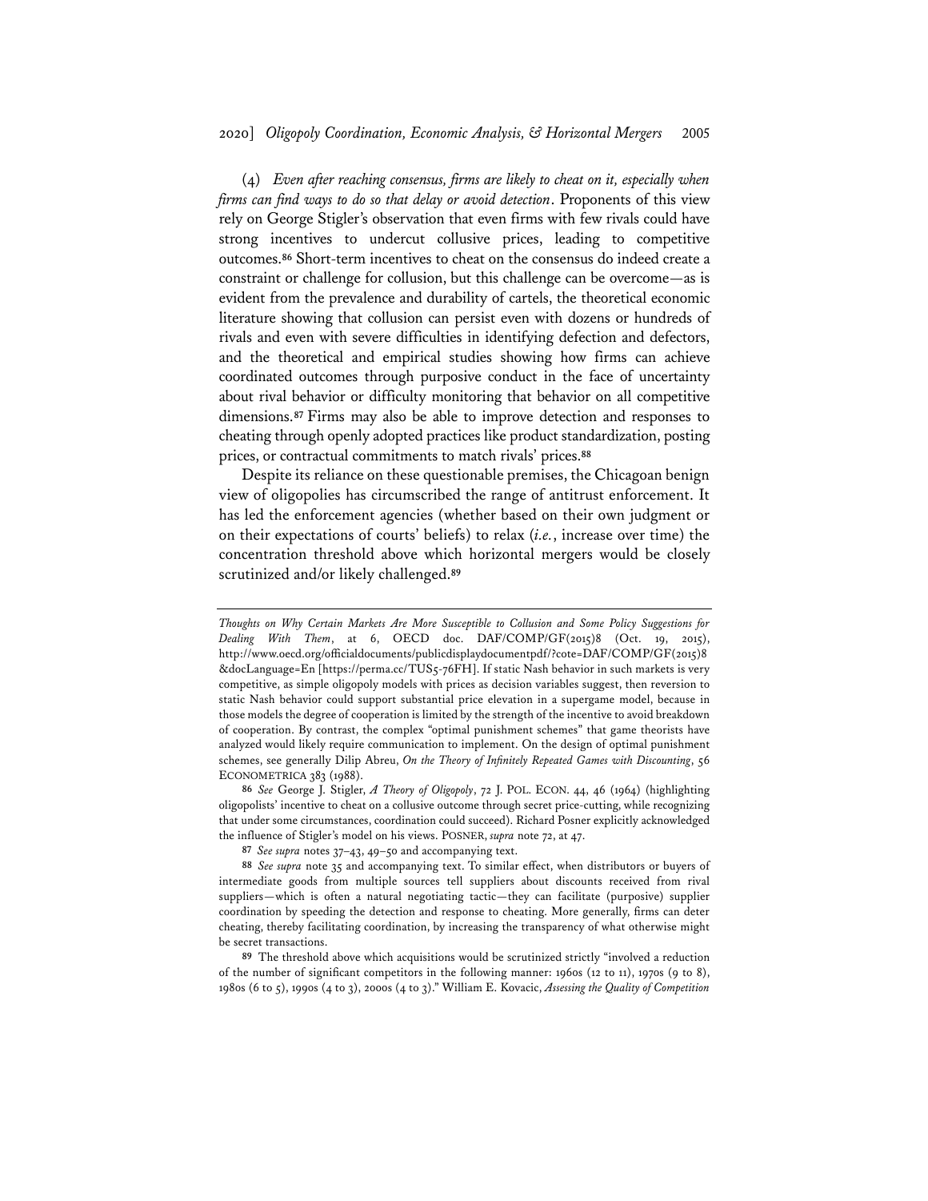(4) *Even after reaching consensus, firms are likely to cheat on it, especially when firms can find ways to do so that delay or avoid detection*. Proponents of this view rely on George Stigler's observation that even firms with few rivals could have strong incentives to undercut collusive prices, leading to competitive outcomes.[86] Short-term incentives to cheat on the consensus do indeed create a constraint or challenge for collusion, but this challenge can be overcome—as is evident from the prevalence and durability of cartels, the theoretical economic literature showing that collusion can persist even with dozens or hundreds of rivals and even with severe difficulties in identifying defection and defectors, and the theoretical and empirical studies showing how firms can achieve coordinated outcomes through purposive conduct in the face of uncertainty about rival behavior or difficulty monitoring that behavior on all competitive dimensions.[87] Firms may also be able to improve detection and responses to cheating through openly adopted practices like product standardization, posting prices, or contractual commitments to match rivals' prices.[88]

Despite its reliance on these questionable premises, the Chicagoan benign view of oligopolies has circumscribed the range of antitrust enforcement. It has led the enforcement agencies (whether based on their own judgment or on their expectations of courts' beliefs) to relax (*i.e.*, increase over time) the concentration threshold above which horizontal mergers would be closely scrutinized and/or likely challenged.[89]

---

*Thoughts on Why Certain Markets Are More Susceptible to Collusion and Some Policy Suggestions for Dealing With Them*, at 6, OECD doc. DAF/COMP/GF(2015)8 (Oct. 19, 2015), http://www.oecd.org/officialdocuments/publicdisplaydocumentpdf/?cote=DAF/COMP/GF(2015)8&docLanguage=En [https://perma.cc/TUS5-76FH]. If static Nash behavior in such markets is very competitive, as simple oligopoly models with prices as decision variables suggest, then reversion to static Nash behavior could support substantial price elevation in a supergame model, because in those models the degree of cooperation is limited by the strength of the incentive to avoid breakdown of cooperation. By contrast, the complex "optimal punishment schemes" that game theorists have analyzed would likely require communication to implement. On the design of optimal punishment schemes, see generally Dilip Abreu, *On the Theory of Infinitely Repeated Games with Discounting*, 56 ECONOMETRICA 383 (1988).

86 *See* George J. Stigler, *A Theory of Oligopoly*, 72 J. POL. ECON. 44, 46 (1964) (highlighting oligopolists' incentive to cheat on a collusive outcome through secret price-cutting, while recognizing that under some circumstances, coordination could succeed). Richard Posner explicitly acknowledged the influence of Stigler's model on his views. POSNER, *supra* note 72, at 47.

87 *See supra* notes 37–43, 49–50 and accompanying text.

88 *See supra* note 35 and accompanying text. To similar effect, when distributors or buyers of intermediate goods from multiple sources tell suppliers about discounts received from rival suppliers—which is often a natural negotiating tactic—they can facilitate (purposive) supplier coordination by speeding the detection and response to cheating. More generally, firms can deter cheating, thereby facilitating coordination, by increasing the transparency of what otherwise might be secret transactions.

89 The threshold above which acquisitions would be scrutinized strictly "involved a reduction of the number of significant competitors in the following manner: 1960s (12 to 11), 1970s (9 to 8), 1980s (6 to 5), 1990s (4 to 3), 2000s (4 to 3)." William E. Kovacic, *Assessing the Quality of Competition*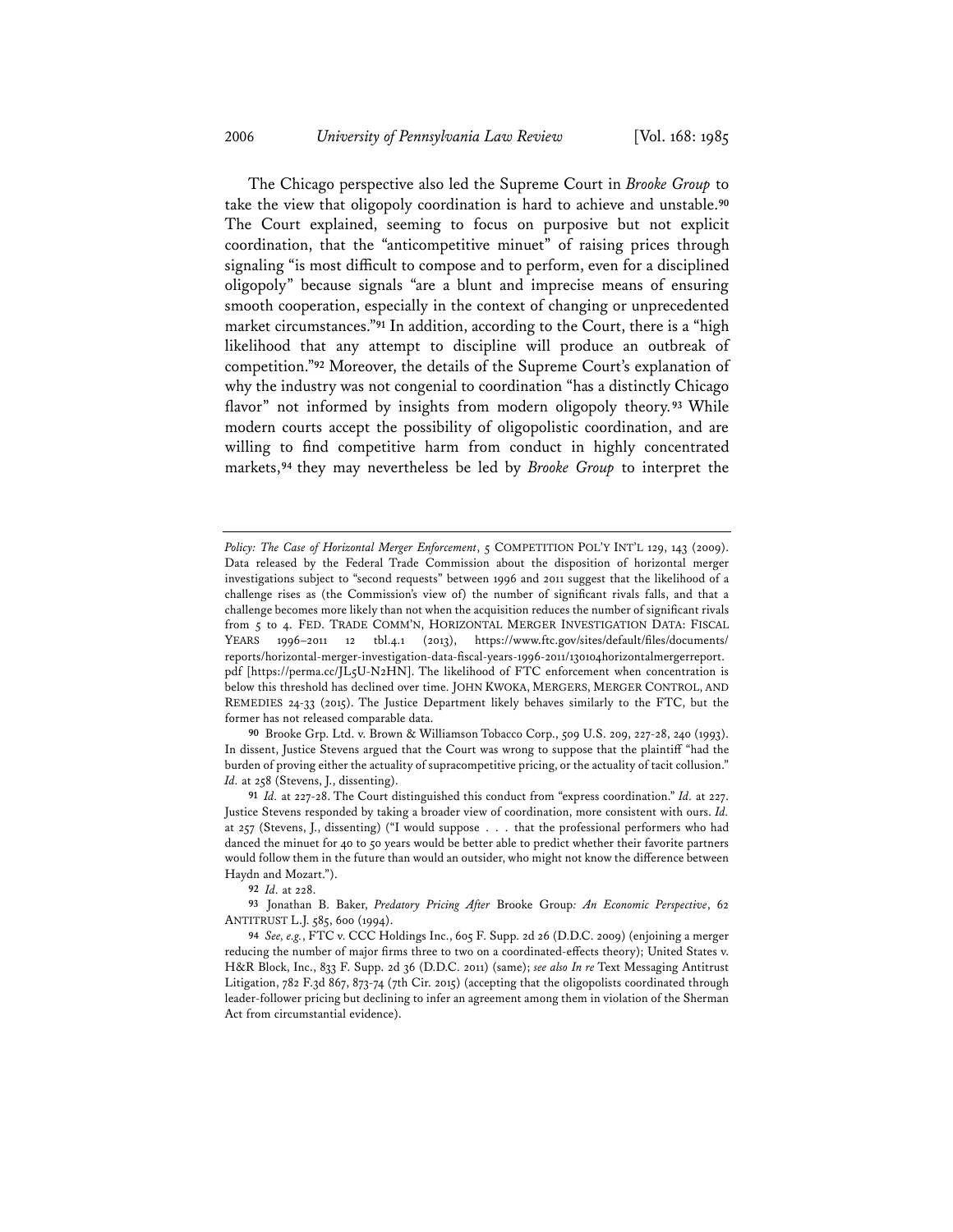The Chicago perspective also led the Supreme Court in *Brooke Group* to take the view that oligopoly coordination is hard to achieve and unstable.[90] The Court explained, seeming to focus on purposive but not explicit coordination, that the "anticompetitive minuet" of raising prices through signaling "is most difficult to compose and to perform, even for a disciplined oligopoly" because signals "are a blunt and imprecise means of ensuring smooth cooperation, especially in the context of changing or unprecedented market circumstances."[91] In addition, according to the Court, there is a "high likelihood that any attempt to discipline will produce an outbreak of competition."[92] Moreover, the details of the Supreme Court's explanation of why the industry was not congenial to coordination "has a distinctly Chicago flavor" not informed by insights from modern oligopoly theory.[93] While modern courts accept the possibility of oligopolistic coordination, and are willing to find competitive harm from conduct in highly concentrated markets,[94] they may nevertheless be led by *Brooke Group* to interpret the

---

*Policy: The Case of Horizontal Merger Enforcement*, 5 COMPETITION POL'Y INT'L 129, 143 (2009). Data released by the Federal Trade Commission about the disposition of horizontal merger investigations subject to "second requests" between 1996 and 2011 suggest that the likelihood of a challenge rises as (the Commission's view of) the number of significant rivals falls, and that a challenge becomes more likely than not when the acquisition reduces the number of significant rivals from 5 to 4. FED. TRADE COMM'N, HORIZONTAL MERGER INVESTIGATION DATA: FISCAL YEARS 1996–2011 12 tbl.4.1 (2013), https://www.ftc.gov/sites/default/files/documents/reports/horizontal-merger-investigation-data-fiscal-years-1996-2011/130104horizontalmergerreport.pdf [https://perma.cc/JL5U-N2HN]. The likelihood of FTC enforcement when concentration is below this threshold has declined over time. JOHN KWOKA, MERGERS, MERGER CONTROL, AND REMEDIES 24-33 (2015). The Justice Department likely behaves similarly to the FTC, but the former has not released comparable data.

90 Brooke Grp. Ltd. v. Brown & Williamson Tobacco Corp., 509 U.S. 209, 227-28, 240 (1993). In dissent, Justice Stevens argued that the Court was wrong to suppose that the plaintiff "had the burden of proving either the actuality of supracompetitive pricing, or the actuality of tacit collusion." *Id.* at 258 (Stevens, J., dissenting).

91 *Id.* at 227-28. The Court distinguished this conduct from "express coordination." *Id.* at 227. Justice Stevens responded by taking a broader view of coordination, more consistent with ours. *Id.* at 257 (Stevens, J., dissenting) ("I would suppose . . . that the professional performers who had danced the minuet for 40 to 50 years would be better able to predict whether their favorite partners would follow them in the future than would an outsider, who might not know the difference between Haydn and Mozart.").

92 *Id.* at 228.

93 Jonathan B. Baker, *Predatory Pricing After* Brooke Group*: An Economic Perspective*, 62 ANTITRUST L.J. 585, 600 (1994).

94 *See, e.g.*, FTC v. CCC Holdings Inc., 605 F. Supp. 2d 26 (D.D.C. 2009) (enjoining a merger reducing the number of major firms three to two on a coordinated-effects theory); United States v. H&R Block, Inc., 833 F. Supp. 2d 36 (D.D.C. 2011) (same); *see also In re* Text Messaging Antitrust Litigation, 782 F.3d 867, 873-74 (7th Cir. 2015) (accepting that the oligopolists coordinated through leader-follower pricing but declining to infer an agreement among them in violation of the Sherman Act from circumstantial evidence).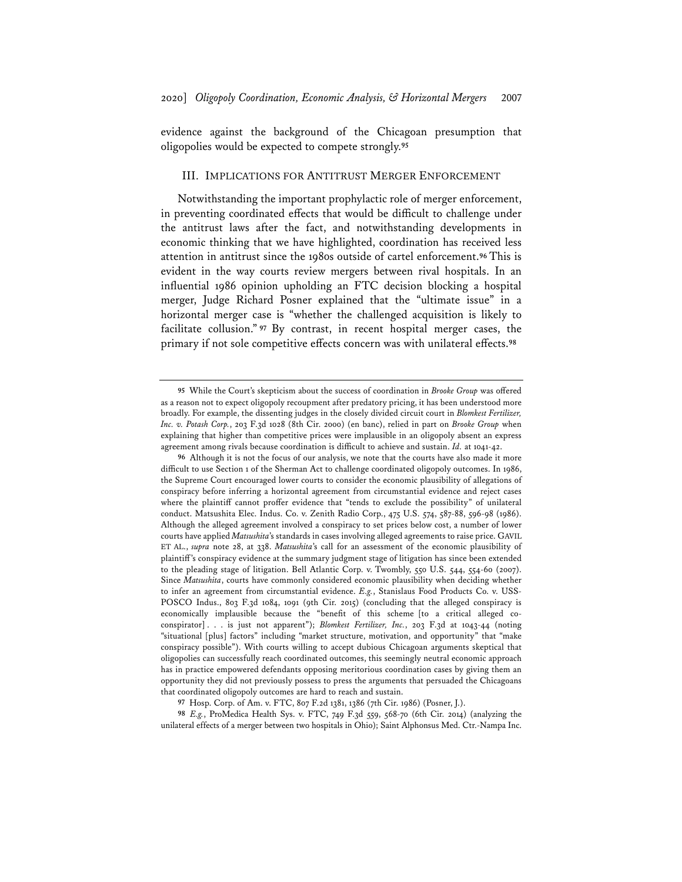evidence against the background of the Chicagoan presumption that oligopolies would be expected to compete strongly.[95]

## III. Implications for Antitrust Merger Enforcement

Notwithstanding the important prophylactic role of merger enforcement, in preventing coordinated effects that would be difficult to challenge under the antitrust laws after the fact, and notwithstanding developments in economic thinking that we have highlighted, coordination has received less attention in antitrust since the 1980s outside of cartel enforcement.[96] This is evident in the way courts review mergers between rival hospitals. In an influential 1986 opinion upholding an FTC decision blocking a hospital merger, Judge Richard Posner explained that the "ultimate issue" in a horizontal merger case is "whether the challenged acquisition is likely to facilitate collusion."[97] By contrast, in recent hospital merger cases, the primary if not sole competitive effects concern was with unilateral effects.[98]

---

[95] While the Court's skepticism about the success of coordination in *Brooke Group* was offered as a reason not to expect oligopoly recoupment after predatory pricing, it has been understood more broadly. For example, the dissenting judges in the closely divided circuit court in *Blomkest Fertilizer, Inc. v. Potash Corp.*, 203 F.3d 1028 (8th Cir. 2000) (en banc), relied in part on *Brooke Group* when explaining that higher than competitive prices were implausible in an oligopoly absent an express agreement among rivals because coordination is difficult to achieve and sustain. *Id.* at 1041-42.

[96] Although it is not the focus of our analysis, we note that the courts have also made it more difficult to use Section 1 of the Sherman Act to challenge coordinated oligopoly outcomes. In 1986, the Supreme Court encouraged lower courts to consider the economic plausibility of allegations of conspiracy before inferring a horizontal agreement from circumstantial evidence and reject cases where the plaintiff cannot proffer evidence that "tends to exclude the possibility" of unilateral conduct. Matsushita Elec. Indus. Co. v. Zenith Radio Corp., 475 U.S. 574, 587-88, 596-98 (1986). Although the alleged agreement involved a conspiracy to set prices below cost, a number of lower courts have applied *Matsushita*'s standards in cases involving alleged agreements to raise price. Gavil et al., *supra* note 28, at 338. *Matsushita*'s call for an assessment of the economic plausibility of plaintiff's conspiracy evidence at the summary judgment stage of litigation has since been extended to the pleading stage of litigation. Bell Atlantic Corp. v. Twombly, 550 U.S. 544, 554-60 (2007). Since *Matsushita*, courts have commonly considered economic plausibility when deciding whether to infer an agreement from circumstantial evidence. *E.g.*, Stanislaus Food Products Co. v. USS-POSCO Indus., 803 F.3d 1084, 1091 (9th Cir. 2015) (concluding that the alleged conspiracy is economically implausible because the "benefit of this scheme [to a critical alleged co-conspirator] . . . is just not apparent"); *Blomkest Fertilizer, Inc.*, 203 F.3d at 1043-44 (noting "situational [plus] factors" including "market structure, motivation, and opportunity" that "make conspiracy possible"). With courts willing to accept dubious Chicagoan arguments skeptical that oligopolies can successfully reach coordinated outcomes, this seemingly neutral economic approach has in practice empowered defendants opposing meritorious coordination cases by giving them an opportunity they did not previously possess to press the arguments that persuaded the Chicagoans that coordinated oligopoly outcomes are hard to reach and sustain.

[97] Hosp. Corp. of Am. v. FTC, 807 F.2d 1381, 1386 (7th Cir. 1986) (Posner, J.).

[98] *E.g.*, ProMedica Health Sys. v. FTC, 749 F.3d 559, 568-70 (6th Cir. 2014) (analyzing the unilateral effects of a merger between two hospitals in Ohio); Saint Alphonsus Med. Ctr.-Nampa Inc.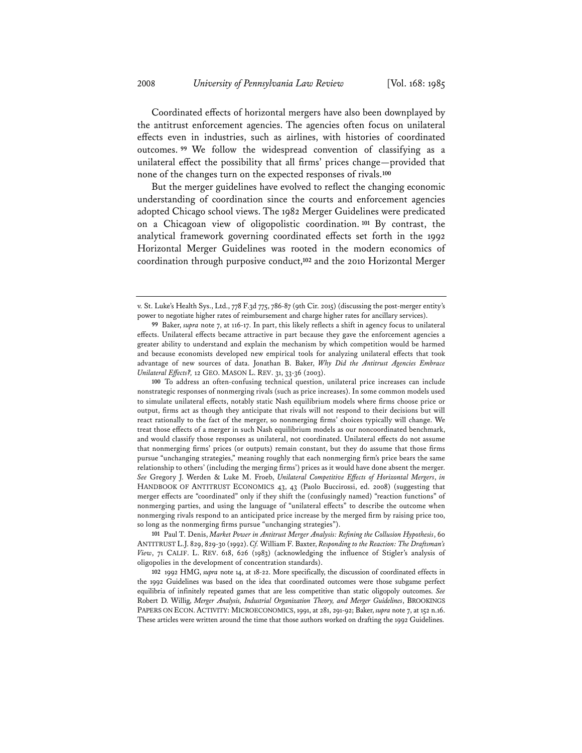Coordinated effects of horizontal mergers have also been downplayed by the antitrust enforcement agencies. The agencies often focus on unilateral effects even in industries, such as airlines, with histories of coordinated outcomes.[99] We follow the widespread convention of classifying as a unilateral effect the possibility that all firms' prices change—provided that none of the changes turn on the expected responses of rivals.[100]

But the merger guidelines have evolved to reflect the changing economic understanding of coordination since the courts and enforcement agencies adopted Chicago school views. The 1982 Merger Guidelines were predicated on a Chicagoan view of oligopolistic coordination.[101] By contrast, the analytical framework governing coordinated effects set forth in the 1992 Horizontal Merger Guidelines was rooted in the modern economics of coordination through purposive conduct,[102] and the 2010 Horizontal Merger

---

v. St. Luke's Health Sys., Ltd., 778 F.3d 775, 786-87 (9th Cir. 2015) (discussing the post-merger entity's power to negotiate higher rates of reimbursement and charge higher rates for ancillary services).

99 Baker, *supra* note 7, at 116-17. In part, this likely reflects a shift in agency focus to unilateral effects. Unilateral effects became attractive in part because they gave the enforcement agencies a greater ability to understand and explain the mechanism by which competition would be harmed and because economists developed new empirical tools for analyzing unilateral effects that took advantage of new sources of data. Jonathan B. Baker, *Why Did the Antitrust Agencies Embrace Unilateral Effects?,* 12 GEO. MASON L. REV. 31, 33-36 (2003).

100 To address an often-confusing technical question, unilateral price increases can include nonstrategic responses of nonmerging rivals (such as price increases). In some common models used to simulate unilateral effects, notably static Nash equilibrium models where firms choose price or output, firms act as though they anticipate that rivals will not respond to their decisions but will react rationally to the fact of the merger, so nonmerging firms' choices typically will change. We treat those effects of a merger in such Nash equilibrium models as our noncoordinated benchmark, and would classify those responses as unilateral, not coordinated. Unilateral effects do not assume that nonmerging firms' prices (or outputs) remain constant, but they do assume that those firms pursue "unchanging strategies," meaning roughly that each nonmerging firm's price bears the same relationship to others' (including the merging firms') prices as it would have done absent the merger. *See* Gregory J. Werden & Luke M. Froeb, *Unilateral Competitive Effects of Horizontal Mergers*, *in* HANDBOOK OF ANTITRUST ECONOMICS 43, 43 (Paolo Buccirossi, ed. 2008) (suggesting that merger effects are "coordinated" only if they shift the (confusingly named) "reaction functions" of nonmerging parties, and using the language of "unilateral effects" to describe the outcome when nonmerging rivals respond to an anticipated price increase by the merged firm by raising price too, so long as the nonmerging firms pursue "unchanging strategies").

101 Paul T. Denis, *Market Power in Antitrust Merger Analysis: Refining the Collusion Hypothesis*, 60 ANTITRUST L.J. 829, 829-30 (1992). *Cf.* William F. Baxter, *Responding to the Reaction: The Draftsman's View*, 71 CALIF. L. REV. 618, 626 (1983) (acknowledging the influence of Stigler's analysis of oligopolies in the development of concentration standards).

102 1992 HMG, *supra* note 14, at 18-22. More specifically, the discussion of coordinated effects in the 1992 Guidelines was based on the idea that coordinated outcomes were those subgame perfect equilibria of infinitely repeated games that are less competitive than static oligopoly outcomes. *See* Robert D. Willig, *Merger Analysis, Industrial Organization Theory, and Merger Guidelines*, BROOKINGS PAPERS ON ECON. ACTIVITY: MICROECONOMICS, 1991, at 281, 291-92; Baker, *supra* note 7, at 152 n.16. These articles were written around the time that those authors worked on drafting the 1992 Guidelines.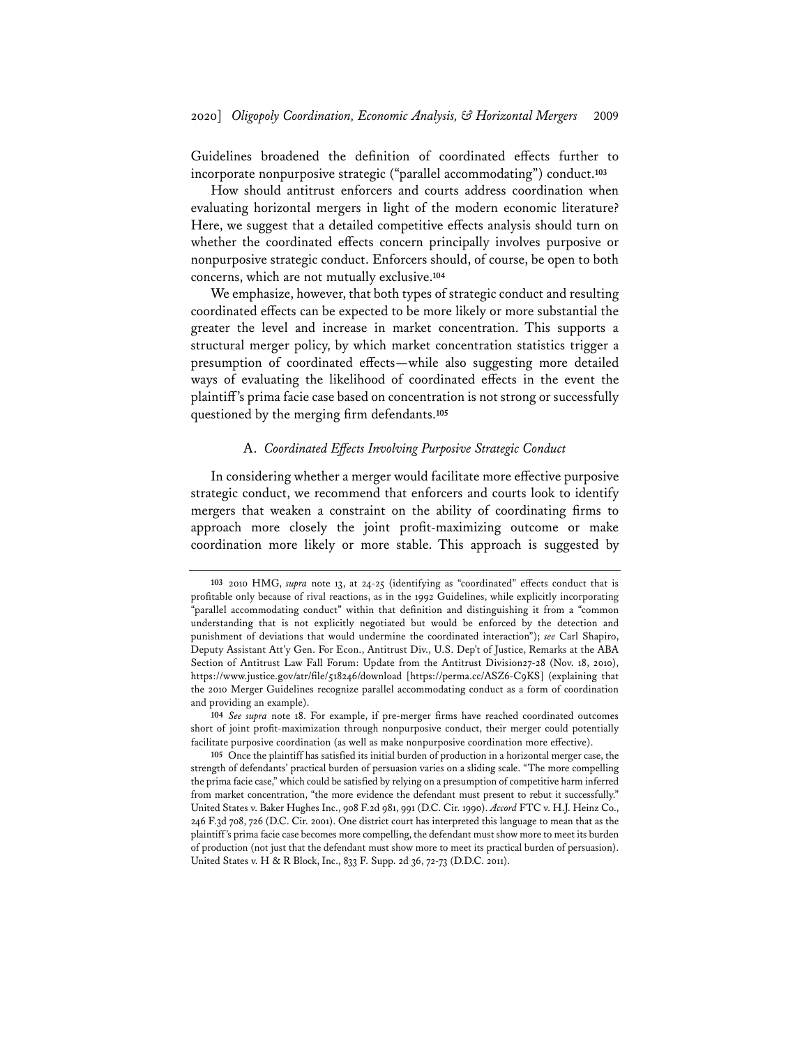Guidelines broadened the definition of coordinated effects further to incorporate nonpurposive strategic ("parallel accommodating") conduct.[103]

How should antitrust enforcers and courts address coordination when evaluating horizontal mergers in light of the modern economic literature? Here, we suggest that a detailed competitive effects analysis should turn on whether the coordinated effects concern principally involves purposive or nonpurposive strategic conduct. Enforcers should, of course, be open to both concerns, which are not mutually exclusive.[104]

We emphasize, however, that both types of strategic conduct and resulting coordinated effects can be expected to be more likely or more substantial the greater the level and increase in market concentration. This supports a structural merger policy, by which market concentration statistics trigger a presumption of coordinated effects—while also suggesting more detailed ways of evaluating the likelihood of coordinated effects in the event the plaintiff's prima facie case based on concentration is not strong or successfully questioned by the merging firm defendants.[105]

### A. *Coordinated Effects Involving Purposive Strategic Conduct*

In considering whether a merger would facilitate more effective purposive strategic conduct, we recommend that enforcers and courts look to identify mergers that weaken a constraint on the ability of coordinating firms to approach more closely the joint profit-maximizing outcome or make coordination more likely or more stable. This approach is suggested by

---

[103] 2010 HMG, *supra* note 13, at 24-25 (identifying as "coordinated" effects conduct that is profitable only because of rival reactions, as in the 1992 Guidelines, while explicitly incorporating "parallel accommodating conduct" within that definition and distinguishing it from a "common understanding that is not explicitly negotiated but would be enforced by the detection and punishment of deviations that would undermine the coordinated interaction"); *see* Carl Shapiro, Deputy Assistant Att'y Gen. For Econ., Antitrust Div., U.S. Dep't of Justice, Remarks at the ABA Section of Antitrust Law Fall Forum: Update from the Antitrust Division27-28 (Nov. 18, 2010), https://www.justice.gov/atr/file/518246/download [https://perma.cc/ASZ6-C9KS] (explaining that the 2010 Merger Guidelines recognize parallel accommodating conduct as a form of coordination and providing an example).

[104] *See supra* note 18. For example, if pre-merger firms have reached coordinated outcomes short of joint profit-maximization through nonpurposive conduct, their merger could potentially facilitate purposive coordination (as well as make nonpurposive coordination more effective).

[105] Once the plaintiff has satisfied its initial burden of production in a horizontal merger case, the strength of defendants' practical burden of persuasion varies on a sliding scale. "The more compelling the prima facie case," which could be satisfied by relying on a presumption of competitive harm inferred from market concentration, "the more evidence the defendant must present to rebut it successfully." United States v. Baker Hughes Inc., 908 F.2d 981, 991 (D.C. Cir. 1990). *Accord* FTC v. H.J. Heinz Co., 246 F.3d 708, 726 (D.C. Cir. 2001). One district court has interpreted this language to mean that as the plaintiff's prima facie case becomes more compelling, the defendant must show more to meet its burden of production (not just that the defendant must show more to meet its practical burden of persuasion). United States v. H & R Block, Inc., 833 F. Supp. 2d 36, 72-73 (D.D.C. 2011).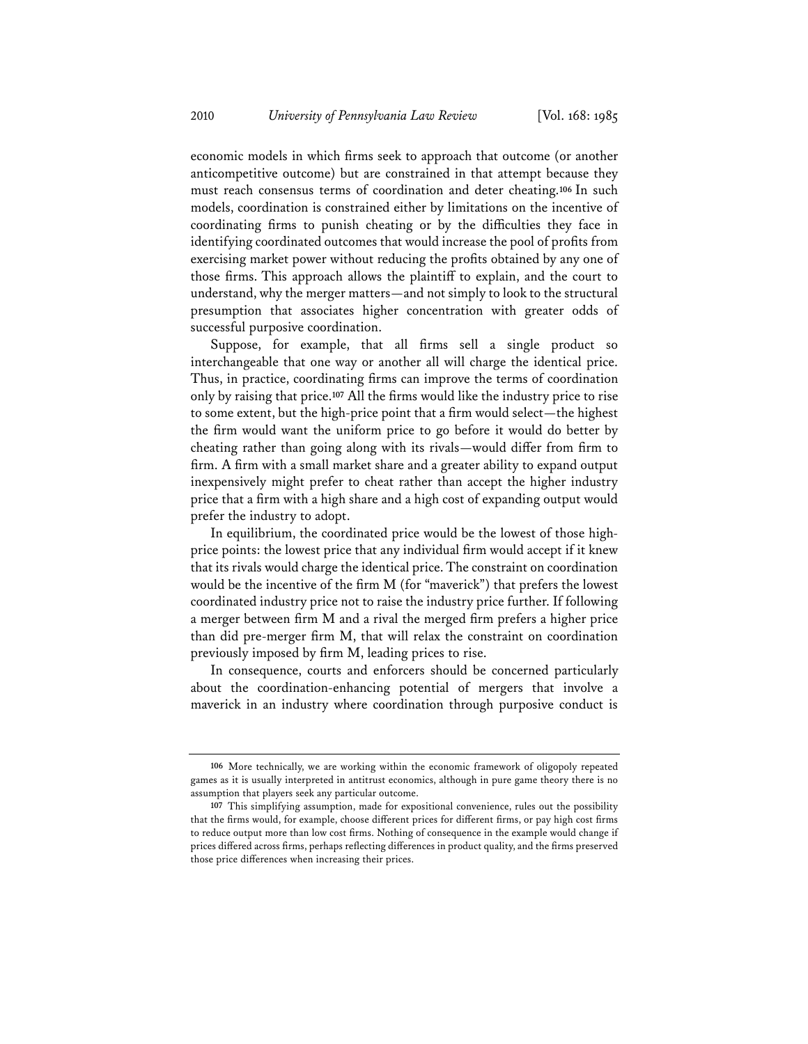economic models in which firms seek to approach that outcome (or another anticompetitive outcome) but are constrained in that attempt because they must reach consensus terms of coordination and deter cheating.[106] In such models, coordination is constrained either by limitations on the incentive of coordinating firms to punish cheating or by the difficulties they face in identifying coordinated outcomes that would increase the pool of profits from exercising market power without reducing the profits obtained by any one of those firms. This approach allows the plaintiff to explain, and the court to understand, why the merger matters—and not simply to look to the structural presumption that associates higher concentration with greater odds of successful purposive coordination.

Suppose, for example, that all firms sell a single product so interchangeable that one way or another all will charge the identical price. Thus, in practice, coordinating firms can improve the terms of coordination only by raising that price.[107] All the firms would like the industry price to rise to some extent, but the high-price point that a firm would select—the highest the firm would want the uniform price to go before it would do better by cheating rather than going along with its rivals—would differ from firm to firm. A firm with a small market share and a greater ability to expand output inexpensively might prefer to cheat rather than accept the higher industry price that a firm with a high share and a high cost of expanding output would prefer the industry to adopt.

In equilibrium, the coordinated price would be the lowest of those high-price points: the lowest price that any individual firm would accept if it knew that its rivals would charge the identical price. The constraint on coordination would be the incentive of the firm M (for "maverick") that prefers the lowest coordinated industry price not to raise the industry price further. If following a merger between firm M and a rival the merged firm prefers a higher price than did pre-merger firm M, that will relax the constraint on coordination previously imposed by firm M, leading prices to rise.

In consequence, courts and enforcers should be concerned particularly about the coordination-enhancing potential of mergers that involve a maverick in an industry where coordination through purposive conduct is

---

[106] More technically, we are working within the economic framework of oligopoly repeated games as it is usually interpreted in antitrust economics, although in pure game theory there is no assumption that players seek any particular outcome.

[107] This simplifying assumption, made for expositional convenience, rules out the possibility that the firms would, for example, choose different prices for different firms, or pay high cost firms to reduce output more than low cost firms. Nothing of consequence in the example would change if prices differed across firms, perhaps reflecting differences in product quality, and the firms preserved those price differences when increasing their prices.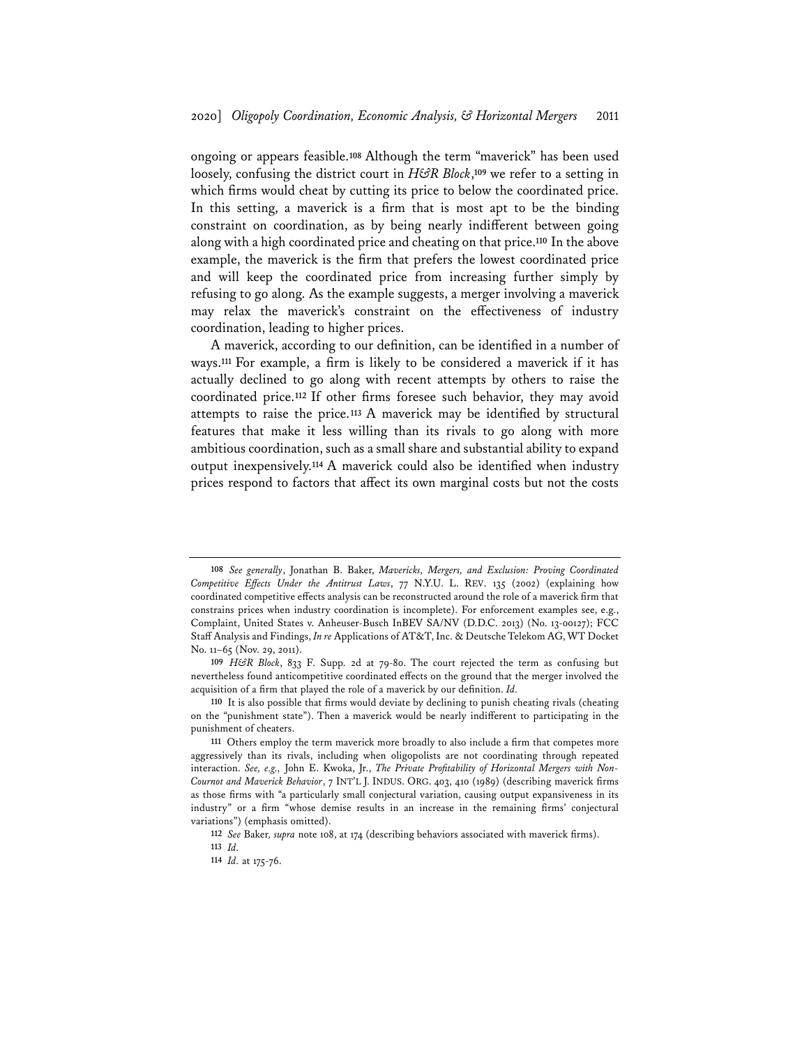ongoing or appears feasible.[108] Although the term "maverick" has been used loosely, confusing the district court in *H&R Block*,[109] we refer to a setting in which firms would cheat by cutting its price to below the coordinated price. In this setting, a maverick is a firm that is most apt to be the binding constraint on coordination, as by being nearly indifferent between going along with a high coordinated price and cheating on that price.[110] In the above example, the maverick is the firm that prefers the lowest coordinated price and will keep the coordinated price from increasing further simply by refusing to go along. As the example suggests, a merger involving a maverick may relax the maverick's constraint on the effectiveness of industry coordination, leading to higher prices.

A maverick, according to our definition, can be identified in a number of ways.[111] For example, a firm is likely to be considered a maverick if it has actually declined to go along with recent attempts by others to raise the coordinated price.[112] If other firms foresee such behavior, they may avoid attempts to raise the price.[113] A maverick may be identified by structural features that make it less willing than its rivals to go along with more ambitious coordination, such as a small share and substantial ability to expand output inexpensively.[114] A maverick could also be identified when industry prices respond to factors that affect its own marginal costs but not the costs

---

108 *See generally*, Jonathan B. Baker, *Mavericks, Mergers, and Exclusion: Proving Coordinated Competitive Effects Under the Antitrust Laws*, 77 N.Y.U. L. REV. 135 (2002) (explaining how coordinated competitive effects analysis can be reconstructed around the role of a maverick firm that constrains prices when industry coordination is incomplete). For enforcement examples see, e.g., Complaint, United States v. Anheuser-Busch InBEV SA/NV (D.D.C. 2013) (No. 13-00127); FCC Staff Analysis and Findings, *In re* Applications of AT&T, Inc. & Deutsche Telekom AG, WT Docket No. 11–65 (Nov. 29, 2011).

109 *H&R Block*, 833 F. Supp. 2d at 79-80. The court rejected the term as confusing but nevertheless found anticompetitive coordinated effects on the ground that the merger involved the acquisition of a firm that played the role of a maverick by our definition. *Id.*

110 It is also possible that firms would deviate by declining to punish cheating rivals (cheating on the "punishment state"). Then a maverick would be nearly indifferent to participating in the punishment of cheaters.

111 Others employ the term maverick more broadly to also include a firm that competes more aggressively than its rivals, including when oligopolists are not coordinating through repeated interaction. *See, e.g.*, John E. Kwoka, Jr., *The Private Profitability of Horizontal Mergers with Non-Cournot and Maverick Behavior*, 7 INT'L J. INDUS. ORG. 403, 410 (1989) (describing maverick firms as those firms with "a particularly small conjectural variation, causing output expansiveness in its industry" or a firm "whose demise results in an increase in the remaining firms' conjectural variations") (emphasis omitted).

112 *See* Baker, *supra* note 108, at 174 (describing behaviors associated with maverick firms).

113 *Id.*

114 *Id.* at 175-76.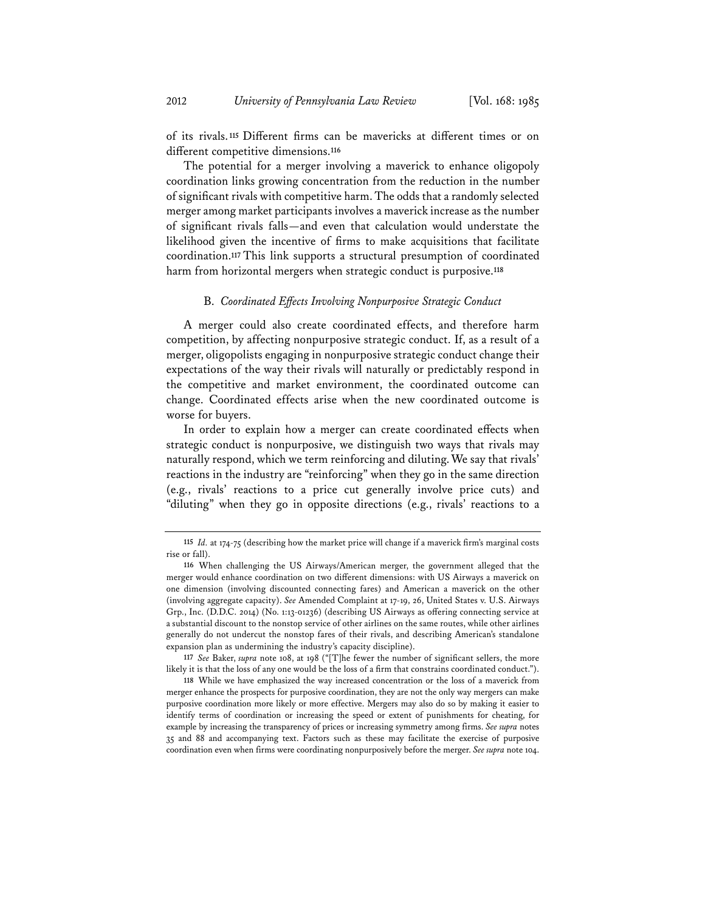of its rivals.[115] Different firms can be mavericks at different times or on different competitive dimensions.[116]

The potential for a merger involving a maverick to enhance oligopoly coordination links growing concentration from the reduction in the number of significant rivals with competitive harm. The odds that a randomly selected merger among market participants involves a maverick increase as the number of significant rivals falls—and even that calculation would understate the likelihood given the incentive of firms to make acquisitions that facilitate coordination.[117] This link supports a structural presumption of coordinated harm from horizontal mergers when strategic conduct is purposive.[118]

### B. *Coordinated Effects Involving Nonpurposive Strategic Conduct*

A merger could also create coordinated effects, and therefore harm competition, by affecting nonpurposive strategic conduct. If, as a result of a merger, oligopolists engaging in nonpurposive strategic conduct change their expectations of the way their rivals will naturally or predictably respond in the competitive and market environment, the coordinated outcome can change. Coordinated effects arise when the new coordinated outcome is worse for buyers.

In order to explain how a merger can create coordinated effects when strategic conduct is nonpurposive, we distinguish two ways that rivals may naturally respond, which we term reinforcing and diluting. We say that rivals' reactions in the industry are "reinforcing" when they go in the same direction (e.g., rivals' reactions to a price cut generally involve price cuts) and "diluting" when they go in opposite directions (e.g., rivals' reactions to a

---

[115] *Id.* at 174-75 (describing how the market price will change if a maverick firm's marginal costs rise or fall).

[116] When challenging the US Airways/American merger, the government alleged that the merger would enhance coordination on two different dimensions: with US Airways a maverick on one dimension (involving discounted connecting fares) and American a maverick on the other (involving aggregate capacity). *See* Amended Complaint at 17-19, 26, United States v. U.S. Airways Grp., Inc. (D.D.C. 2014) (No. 1:13-01236) (describing US Airways as offering connecting service at a substantial discount to the nonstop service of other airlines on the same routes, while other airlines generally do not undercut the nonstop fares of their rivals, and describing American's standalone expansion plan as undermining the industry's capacity discipline).

[117] *See* Baker, *supra* note 108, at 198 ("[T]he fewer the number of significant sellers, the more likely it is that the loss of any one would be the loss of a firm that constrains coordinated conduct.").

[118] While we have emphasized the way increased concentration or the loss of a maverick from merger enhance the prospects for purposive coordination, they are not the only way mergers can make purposive coordination more likely or more effective. Mergers may also do so by making it easier to identify terms of coordination or increasing the speed or extent of punishments for cheating, for example by increasing the transparency of prices or increasing symmetry among firms. *See supra* notes 35 and 88 and accompanying text. Factors such as these may facilitate the exercise of purposive coordination even when firms were coordinating nonpurposively before the merger. *See supra* note 104.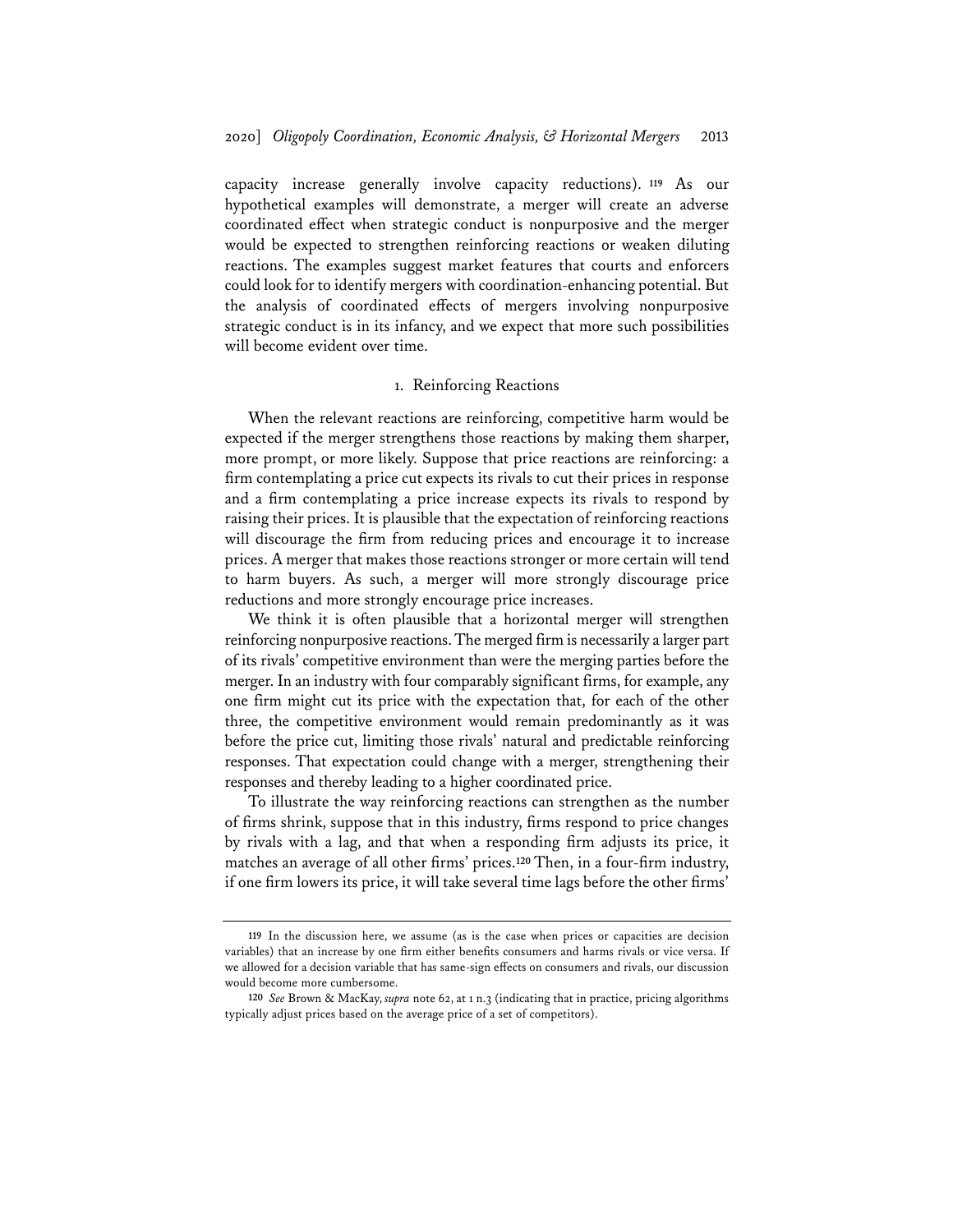capacity increase generally involve capacity reductions).[119] As our hypothetical examples will demonstrate, a merger will create an adverse coordinated effect when strategic conduct is nonpurposive and the merger would be expected to strengthen reinforcing reactions or weaken diluting reactions. The examples suggest market features that courts and enforcers could look for to identify mergers with coordination-enhancing potential. But the analysis of coordinated effects of mergers involving nonpurposive strategic conduct is in its infancy, and we expect that more such possibilities will become evident over time.

### 1. Reinforcing Reactions

When the relevant reactions are reinforcing, competitive harm would be expected if the merger strengthens those reactions by making them sharper, more prompt, or more likely. Suppose that price reactions are reinforcing: a firm contemplating a price cut expects its rivals to cut their prices in response and a firm contemplating a price increase expects its rivals to respond by raising their prices. It is plausible that the expectation of reinforcing reactions will discourage the firm from reducing prices and encourage it to increase prices. A merger that makes those reactions stronger or more certain will tend to harm buyers. As such, a merger will more strongly discourage price reductions and more strongly encourage price increases.

We think it is often plausible that a horizontal merger will strengthen reinforcing nonpurposive reactions. The merged firm is necessarily a larger part of its rivals' competitive environment than were the merging parties before the merger. In an industry with four comparably significant firms, for example, any one firm might cut its price with the expectation that, for each of the other three, the competitive environment would remain predominantly as it was before the price cut, limiting those rivals' natural and predictable reinforcing responses. That expectation could change with a merger, strengthening their responses and thereby leading to a higher coordinated price.

To illustrate the way reinforcing reactions can strengthen as the number of firms shrink, suppose that in this industry, firms respond to price changes by rivals with a lag, and that when a responding firm adjusts its price, it matches an average of all other firms' prices.[120] Then, in a four-firm industry, if one firm lowers its price, it will take several time lags before the other firms'

---

[119] In the discussion here, we assume (as is the case when prices or capacities are decision variables) that an increase by one firm either benefits consumers and harms rivals or vice versa. If we allowed for a decision variable that has same-sign effects on consumers and rivals, our discussion would become more cumbersome.

[120] *See* Brown & MacKay, *supra* note 62, at 1 n.3 (indicating that in practice, pricing algorithms typically adjust prices based on the average price of a set of competitors).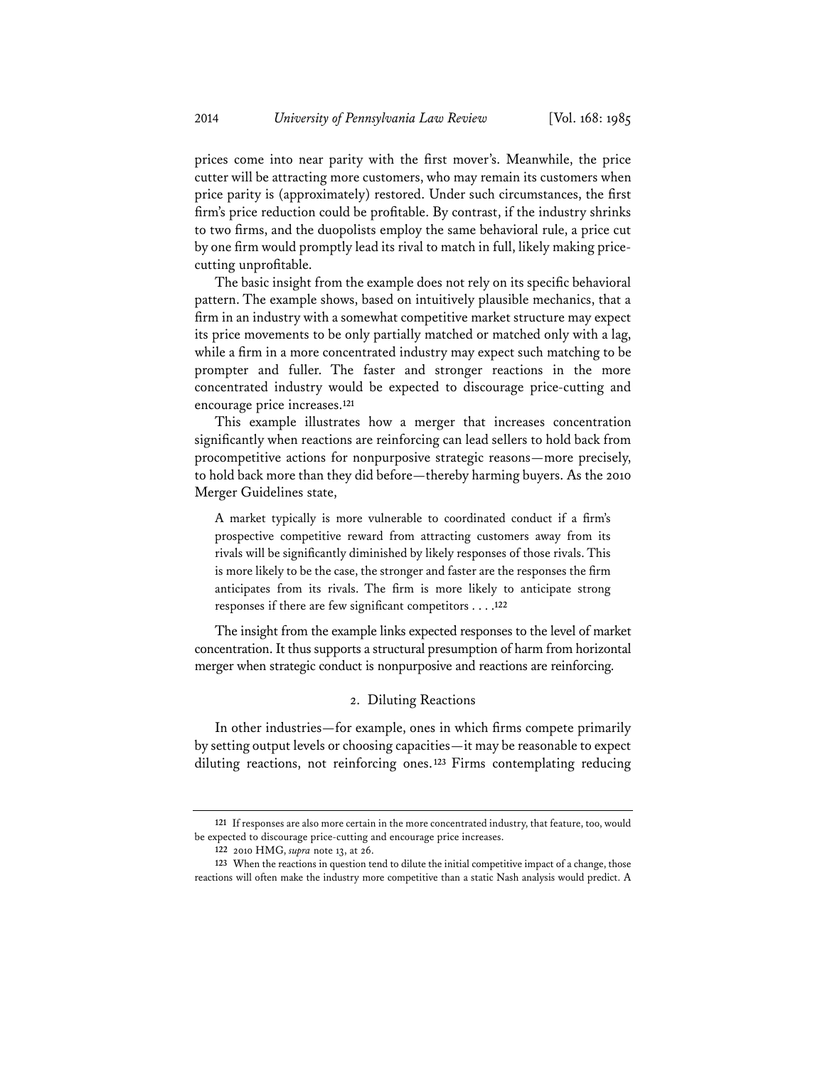prices come into near parity with the first mover's. Meanwhile, the price cutter will be attracting more customers, who may remain its customers when price parity is (approximately) restored. Under such circumstances, the first firm's price reduction could be profitable. By contrast, if the industry shrinks to two firms, and the duopolists employ the same behavioral rule, a price cut by one firm would promptly lead its rival to match in full, likely making price-cutting unprofitable.

The basic insight from the example does not rely on its specific behavioral pattern. The example shows, based on intuitively plausible mechanics, that a firm in an industry with a somewhat competitive market structure may expect its price movements to be only partially matched or matched only with a lag, while a firm in a more concentrated industry may expect such matching to be prompter and fuller. The faster and stronger reactions in the more concentrated industry would be expected to discourage price-cutting and encourage price increases.[121]

This example illustrates how a merger that increases concentration significantly when reactions are reinforcing can lead sellers to hold back from procompetitive actions for nonpurposive strategic reasons—more precisely, to hold back more than they did before—thereby harming buyers. As the 2010 Merger Guidelines state,

> A market typically is more vulnerable to coordinated conduct if a firm's prospective competitive reward from attracting customers away from its rivals will be significantly diminished by likely responses of those rivals. This is more likely to be the case, the stronger and faster are the responses the firm anticipates from its rivals. The firm is more likely to anticipate strong responses if there are few significant competitors . . . .[122]

The insight from the example links expected responses to the level of market concentration. It thus supports a structural presumption of harm from horizontal merger when strategic conduct is nonpurposive and reactions are reinforcing.

### 2. Diluting Reactions

In other industries—for example, ones in which firms compete primarily by setting output levels or choosing capacities—it may be reasonable to expect diluting reactions, not reinforcing ones.[123] Firms contemplating reducing

---

[121] If responses are also more certain in the more concentrated industry, that feature, too, would be expected to discourage price-cutting and encourage price increases.

[122] 2010 HMG, *supra* note 13, at 26.

[123] When the reactions in question tend to dilute the initial competitive impact of a change, those reactions will often make the industry more competitive than a static Nash analysis would predict. A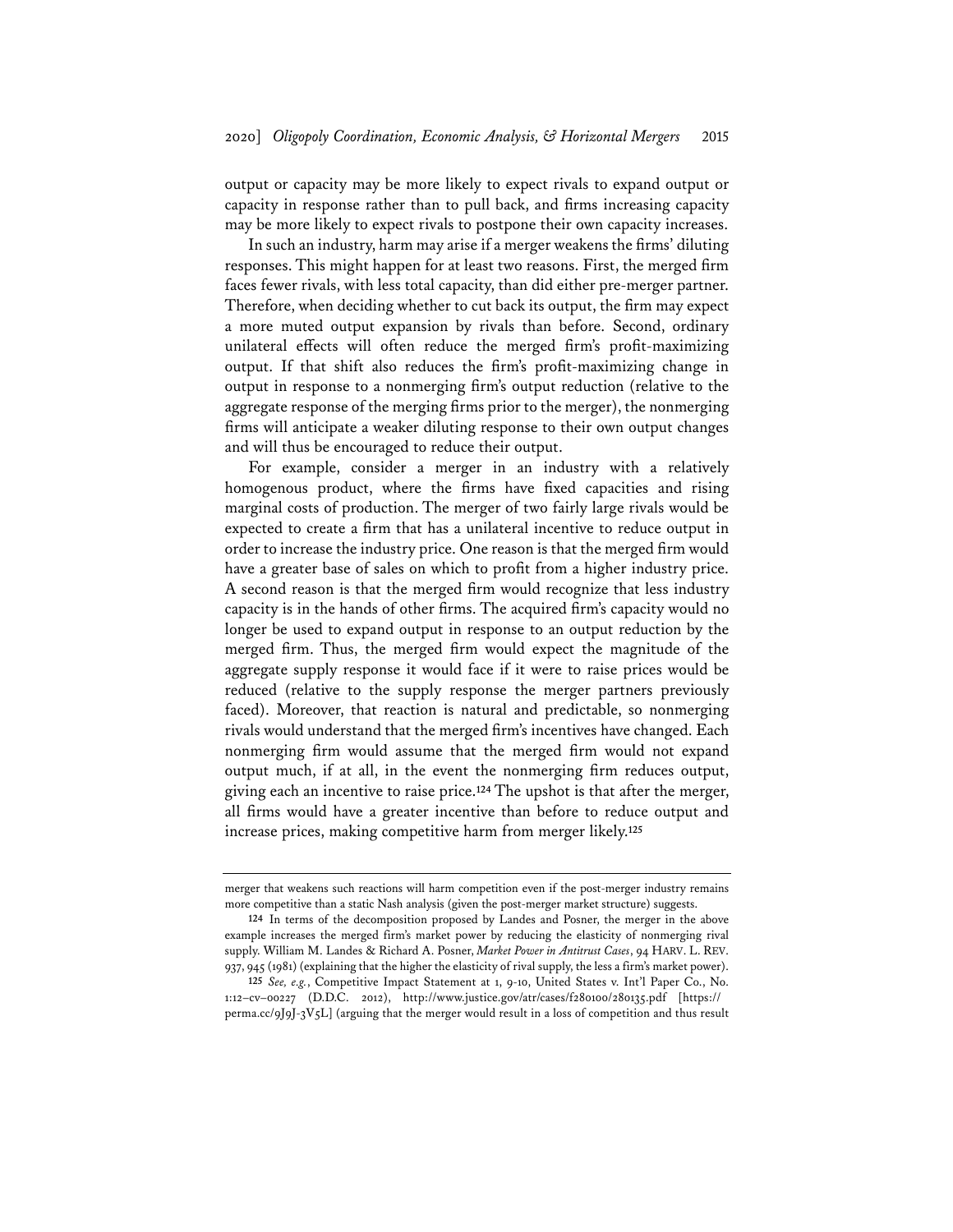output or capacity may be more likely to expect rivals to expand output or capacity in response rather than to pull back, and firms increasing capacity may be more likely to expect rivals to postpone their own capacity increases.

In such an industry, harm may arise if a merger weakens the firms' diluting responses. This might happen for at least two reasons. First, the merged firm faces fewer rivals, with less total capacity, than did either pre-merger partner. Therefore, when deciding whether to cut back its output, the firm may expect a more muted output expansion by rivals than before. Second, ordinary unilateral effects will often reduce the merged firm's profit-maximizing output. If that shift also reduces the firm's profit-maximizing change in output in response to a nonmerging firm's output reduction (relative to the aggregate response of the merging firms prior to the merger), the nonmerging firms will anticipate a weaker diluting response to their own output changes and will thus be encouraged to reduce their output.

For example, consider a merger in an industry with a relatively homogenous product, where the firms have fixed capacities and rising marginal costs of production. The merger of two fairly large rivals would be expected to create a firm that has a unilateral incentive to reduce output in order to increase the industry price. One reason is that the merged firm would have a greater base of sales on which to profit from a higher industry price. A second reason is that the merged firm would recognize that less industry capacity is in the hands of other firms. The acquired firm's capacity would no longer be used to expand output in response to an output reduction by the merged firm. Thus, the merged firm would expect the magnitude of the aggregate supply response it would face if it were to raise prices would be reduced (relative to the supply response the merger partners previously faced). Moreover, that reaction is natural and predictable, so nonmerging rivals would understand that the merged firm's incentives have changed. Each nonmerging firm would assume that the merged firm would not expand output much, if at all, in the event the nonmerging firm reduces output, giving each an incentive to raise price.[124] The upshot is that after the merger, all firms would have a greater incentive than before to reduce output and increase prices, making competitive harm from merger likely.[125]

---

merger that weakens such reactions will harm competition even if the post-merger industry remains more competitive than a static Nash analysis (given the post-merger market structure) suggests.

[124] In terms of the decomposition proposed by Landes and Posner, the merger in the above example increases the merged firm's market power by reducing the elasticity of nonmerging rival supply. William M. Landes & Richard A. Posner, *Market Power in Antitrust Cases*, 94 HARV. L. REV. 937, 945 (1981) (explaining that the higher the elasticity of rival supply, the less a firm's market power).

[125] *See, e.g.*, Competitive Impact Statement at 1, 9-10, United States v. Int'l Paper Co., No. 1:12–cv–00227 (D.D.C. 2012), http://www.justice.gov/atr/cases/f280100/280135.pdf [https://perma.cc/9J9J-3V5L] (arguing that the merger would result in a loss of competition and thus result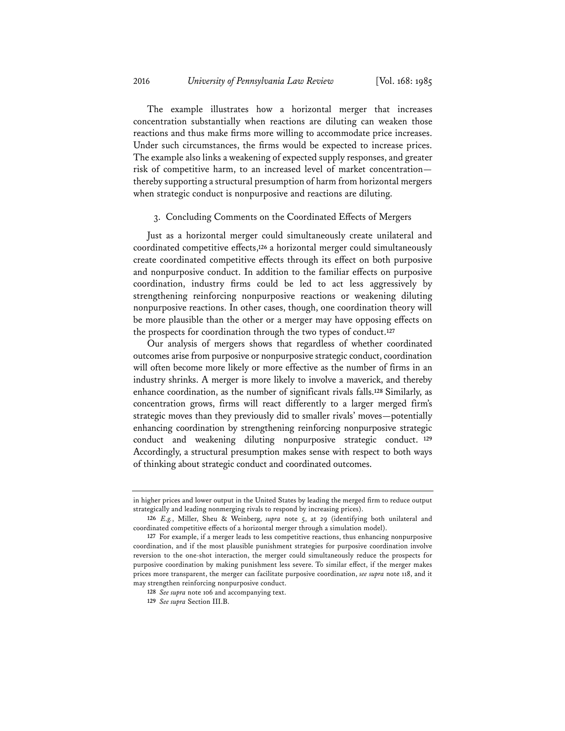The example illustrates how a horizontal merger that increases concentration substantially when reactions are diluting can weaken those reactions and thus make firms more willing to accommodate price increases. Under such circumstances, the firms would be expected to increase prices. The example also links a weakening of expected supply responses, and greater risk of competitive harm, to an increased level of market concentration—thereby supporting a structural presumption of harm from horizontal mergers when strategic conduct is nonpurposive and reactions are diluting.

### 3. Concluding Comments on the Coordinated Effects of Mergers

Just as a horizontal merger could simultaneously create unilateral and coordinated competitive effects,[126] a horizontal merger could simultaneously create coordinated competitive effects through its effect on both purposive and nonpurposive conduct. In addition to the familiar effects on purposive coordination, industry firms could be led to act less aggressively by strengthening reinforcing nonpurposive reactions or weakening diluting nonpurposive reactions. In other cases, though, one coordination theory will be more plausible than the other or a merger may have opposing effects on the prospects for coordination through the two types of conduct.[127]

Our analysis of mergers shows that regardless of whether coordinated outcomes arise from purposive or nonpurposive strategic conduct, coordination will often become more likely or more effective as the number of firms in an industry shrinks. A merger is more likely to involve a maverick, and thereby enhance coordination, as the number of significant rivals falls.[128] Similarly, as concentration grows, firms will react differently to a larger merged firm's strategic moves than they previously did to smaller rivals' moves—potentially enhancing coordination by strengthening reinforcing nonpurposive strategic conduct and weakening diluting nonpurposive strategic conduct.[129] Accordingly, a structural presumption makes sense with respect to both ways of thinking about strategic conduct and coordinated outcomes.

---

in higher prices and lower output in the United States by leading the merged firm to reduce output strategically and leading nonmerging rivals to respond by increasing prices).

126 *E.g.*, Miller, Sheu & Weinberg, *supra* note 5, at 29 (identifying both unilateral and coordinated competitive effects of a horizontal merger through a simulation model).

127 For example, if a merger leads to less competitive reactions, thus enhancing nonpurposive coordination, and if the most plausible punishment strategies for purposive coordination involve reversion to the one-shot interaction, the merger could simultaneously reduce the prospects for purposive coordination by making punishment less severe. To similar effect, if the merger makes prices more transparent, the merger can facilitate purposive coordination, *see supra* note 118, and it may strengthen reinforcing nonpurposive conduct.

128 *See supra* note 106 and accompanying text.

129 *See supra* Section III.B.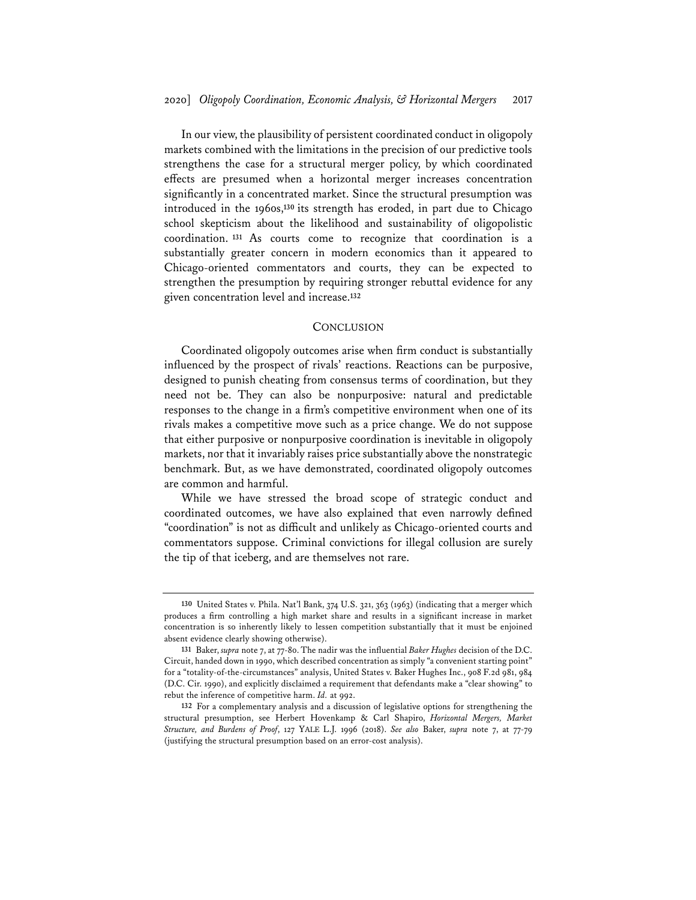In our view, the plausibility of persistent coordinated conduct in oligopoly markets combined with the limitations in the precision of our predictive tools strengthens the case for a structural merger policy, by which coordinated effects are presumed when a horizontal merger increases concentration significantly in a concentrated market. Since the structural presumption was introduced in the 1960s,[130] its strength has eroded, in part due to Chicago school skepticism about the likelihood and sustainability of oligopolistic coordination.[131] As courts come to recognize that coordination is a substantially greater concern in modern economics than it appeared to Chicago-oriented commentators and courts, they can be expected to strengthen the presumption by requiring stronger rebuttal evidence for any given concentration level and increase.[132]

## CONCLUSION

Coordinated oligopoly outcomes arise when firm conduct is substantially influenced by the prospect of rivals' reactions. Reactions can be purposive, designed to punish cheating from consensus terms of coordination, but they need not be. They can also be nonpurposive: natural and predictable responses to the change in a firm's competitive environment when one of its rivals makes a competitive move such as a price change. We do not suppose that either purposive or nonpurposive coordination is inevitable in oligopoly markets, nor that it invariably raises price substantially above the nonstrategic benchmark. But, as we have demonstrated, coordinated oligopoly outcomes are common and harmful.

While we have stressed the broad scope of strategic conduct and coordinated outcomes, we have also explained that even narrowly defined "coordination" is not as difficult and unlikely as Chicago-oriented courts and commentators suppose. Criminal convictions for illegal collusion are surely the tip of that iceberg, and are themselves not rare.

---

[130] United States v. Phila. Nat'l Bank, 374 U.S. 321, 363 (1963) (indicating that a merger which produces a firm controlling a high market share and results in a significant increase in market concentration is so inherently likely to lessen competition substantially that it must be enjoined absent evidence clearly showing otherwise).

[131] Baker, *supra* note 7, at 77-80. The nadir was the influential *Baker Hughes* decision of the D.C. Circuit, handed down in 1990, which described concentration as simply "a convenient starting point" for a "totality-of-the-circumstances" analysis, United States v. Baker Hughes Inc., 908 F.2d 981, 984 (D.C. Cir. 1990), and explicitly disclaimed a requirement that defendants make a "clear showing" to rebut the inference of competitive harm. *Id.* at 992.

[132] For a complementary analysis and a discussion of legislative options for strengthening the structural presumption, see Herbert Hovenkamp & Carl Shapiro, *Horizontal Mergers, Market Structure, and Burdens of Proof*, 127 YALE L.J. 1996 (2018). *See also* Baker, *supra* note 7, at 77-79 (justifying the structural presumption based on an error-cost analysis).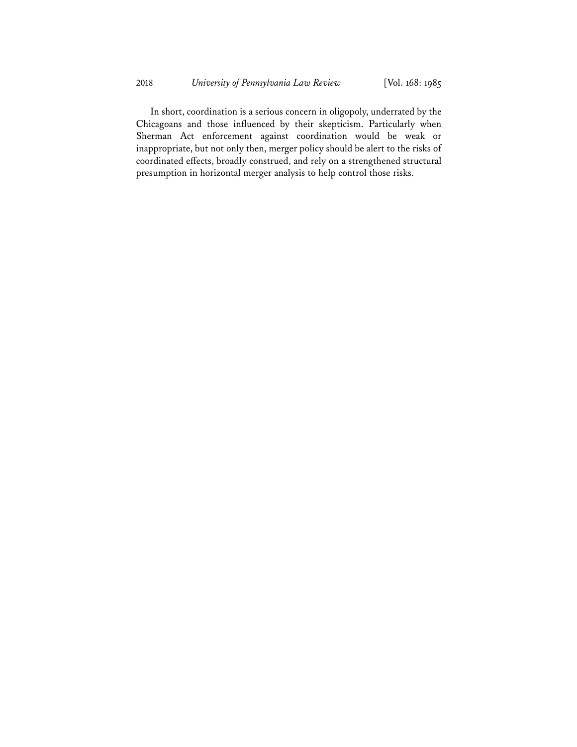In short, coordination is a serious concern in oligopoly, underrated by the Chicagoans and those influenced by their skepticism. Particularly when Sherman Act enforcement against coordination would be weak or inappropriate, but not only then, merger policy should be alert to the risks of coordinated effects, broadly construed, and rely on a strengthened structural presumption in horizontal merger analysis to help control those risks.